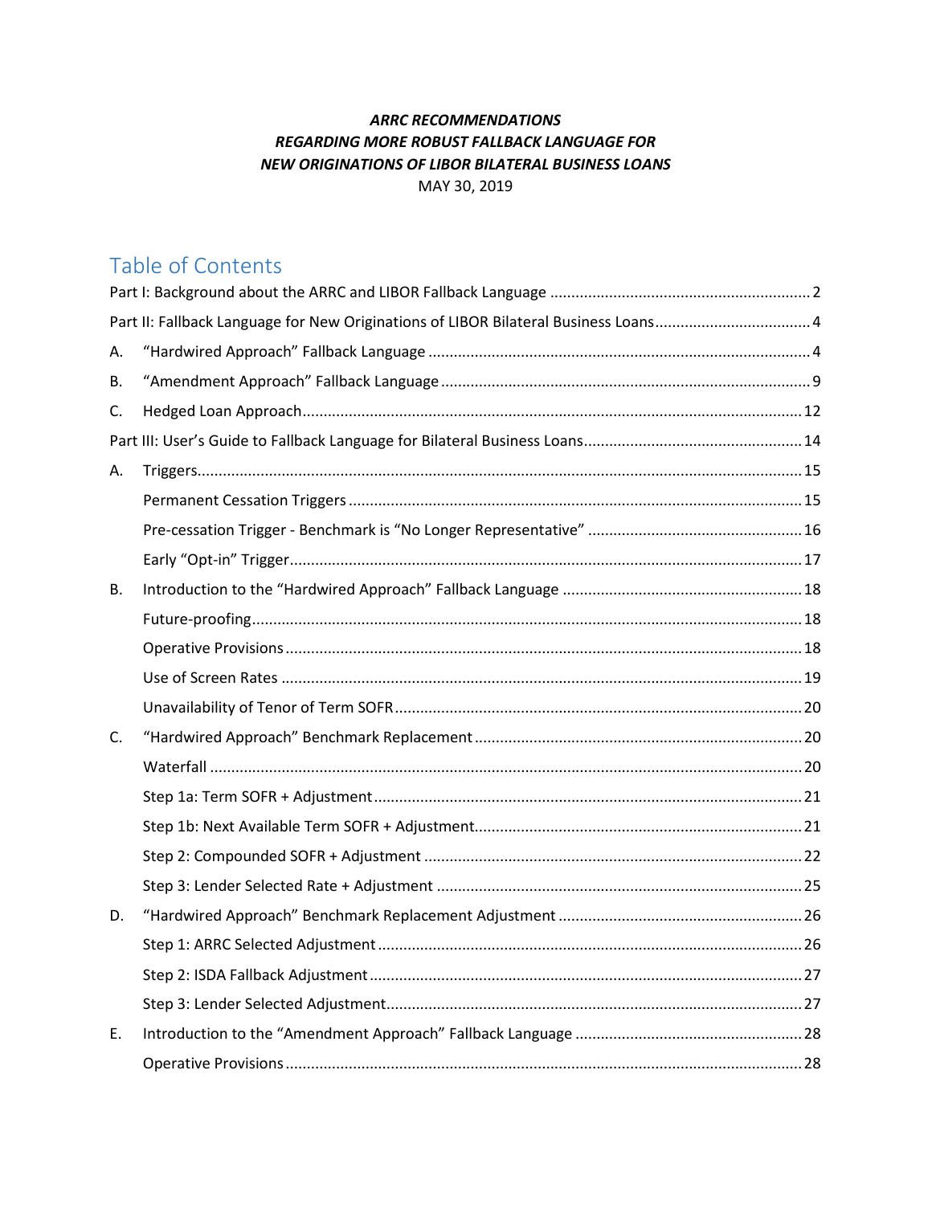***ARRC RECOMMENDATIONS***
***REGARDING MORE ROBUST FALLBACK LANGUAGE FOR***
***NEW ORIGINATIONS OF LIBOR BILATERAL BUSINESS LOANS***
MAY 30, 2019

# Table of Contents

Part I: Background about the ARRC and LIBOR Fallback Language ... 2

Part II: Fallback Language for New Originations of LIBOR Bilateral Business Loans ... 4

A. "Hardwired Approach" Fallback Language ... 4

B. "Amendment Approach" Fallback Language ... 9

C. Hedged Loan Approach ... 12

Part III: User's Guide to Fallback Language for Bilateral Business Loans ... 14

A. Triggers ... 15
- Permanent Cessation Triggers ... 15
- Pre-cessation Trigger - Benchmark is "No Longer Representative" ... 16
- Early "Opt-in" Trigger ... 17

B. Introduction to the "Hardwired Approach" Fallback Language ... 18
- Future-proofing ... 18
- Operative Provisions ... 18
- Use of Screen Rates ... 19
- Unavailability of Tenor of Term SOFR ... 20

C. "Hardwired Approach" Benchmark Replacement ... 20
- Waterfall ... 20
- Step 1a: Term SOFR + Adjustment ... 21
- Step 1b: Next Available Term SOFR + Adjustment ... 21
- Step 2: Compounded SOFR + Adjustment ... 22
- Step 3: Lender Selected Rate + Adjustment ... 25

D. "Hardwired Approach" Benchmark Replacement Adjustment ... 26
- Step 1: ARRC Selected Adjustment ... 26
- Step 2: ISDA Fallback Adjustment ... 27
- Step 3: Lender Selected Adjustment ... 27

E. Introduction to the "Amendment Approach" Fallback Language ... 28
- Operative Provisions ... 28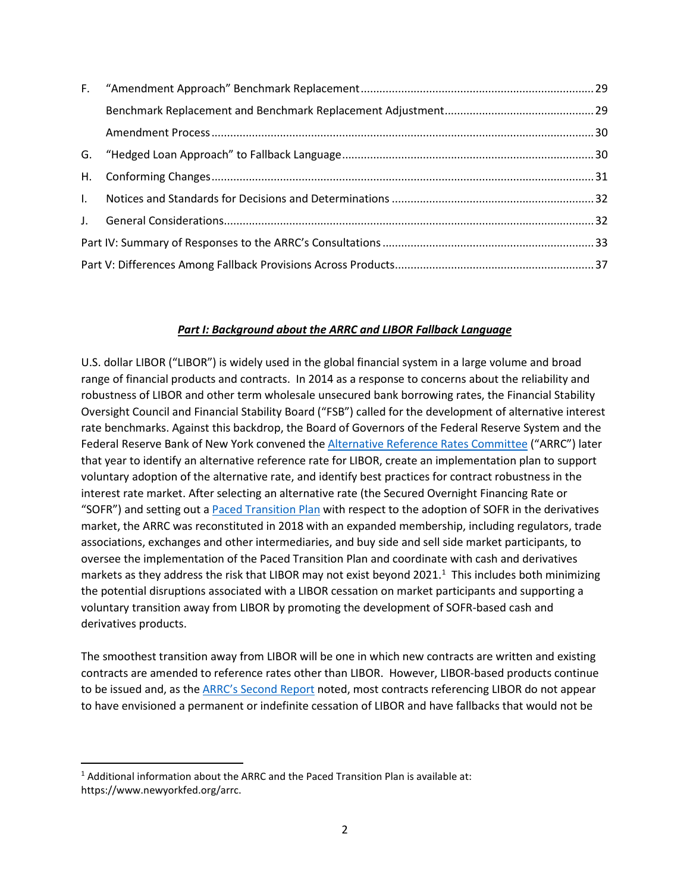| | | |
|---|---|---|
| F. | "Amendment Approach" Benchmark Replacement | 29 |
| | Benchmark Replacement and Benchmark Replacement Adjustment | 29 |
| | Amendment Process | 30 |
| G. | "Hedged Loan Approach" to Fallback Language | 30 |
| H. | Conforming Changes | 31 |
| I. | Notices and Standards for Decisions and Determinations | 32 |
| J. | General Considerations | 32 |
| Part IV: Summary of Responses to the ARRC's Consultations | | 33 |
| Part V: Differences Among Fallback Provisions Across Products | | 37 |

## ***Part I: Background about the ARRC and LIBOR Fallback Language***

U.S. dollar LIBOR ("LIBOR") is widely used in the global financial system in a large volume and broad range of financial products and contracts. In 2014 as a response to concerns about the reliability and robustness of LIBOR and other term wholesale unsecured bank borrowing rates, the Financial Stability Oversight Council and Financial Stability Board ("FSB") called for the development of alternative interest rate benchmarks. Against this backdrop, the Board of Governors of the Federal Reserve System and the Federal Reserve Bank of New York convened the Alternative Reference Rates Committee ("ARRC") later that year to identify an alternative reference rate for LIBOR, create an implementation plan to support voluntary adoption of the alternative rate, and identify best practices for contract robustness in the interest rate market. After selecting an alternative rate (the Secured Overnight Financing Rate or "SOFR") and setting out a Paced Transition Plan with respect to the adoption of SOFR in the derivatives market, the ARRC was reconstituted in 2018 with an expanded membership, including regulators, trade associations, exchanges and other intermediaries, and buy side and sell side market participants, to oversee the implementation of the Paced Transition Plan and coordinate with cash and derivatives markets as they address the risk that LIBOR may not exist beyond 2021.[1] This includes both minimizing the potential disruptions associated with a LIBOR cessation on market participants and supporting a voluntary transition away from LIBOR by promoting the development of SOFR-based cash and derivatives products.

The smoothest transition away from LIBOR will be one in which new contracts are written and existing contracts are amended to reference rates other than LIBOR. However, LIBOR-based products continue to be issued and, as the ARRC's Second Report noted, most contracts referencing LIBOR do not appear to have envisioned a permanent or indefinite cessation of LIBOR and have fallbacks that would not be

[1] Additional information about the ARRC and the Paced Transition Plan is available at: https://www.newyorkfed.org/arrc.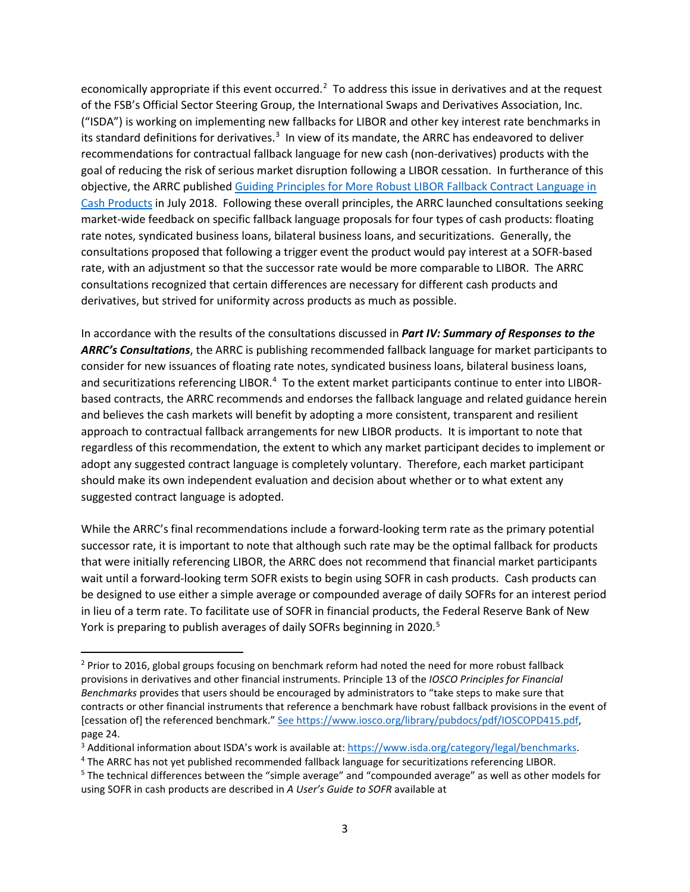economically appropriate if this event occurred.[2] To address this issue in derivatives and at the request of the FSB's Official Sector Steering Group, the International Swaps and Derivatives Association, Inc. ("ISDA") is working on implementing new fallbacks for LIBOR and other key interest rate benchmarks in its standard definitions for derivatives.[3] In view of its mandate, the ARRC has endeavored to deliver recommendations for contractual fallback language for new cash (non-derivatives) products with the goal of reducing the risk of serious market disruption following a LIBOR cessation. In furtherance of this objective, the ARRC published [Guiding Principles for More Robust LIBOR Fallback Contract Language in Cash Products]() in July 2018. Following these overall principles, the ARRC launched consultations seeking market-wide feedback on specific fallback language proposals for four types of cash products: floating rate notes, syndicated business loans, bilateral business loans, and securitizations. Generally, the consultations proposed that following a trigger event the product would pay interest at a SOFR-based rate, with an adjustment so that the successor rate would be more comparable to LIBOR. The ARRC consultations recognized that certain differences are necessary for different cash products and derivatives, but strived for uniformity across products as much as possible.

In accordance with the results of the consultations discussed in ***Part IV: Summary of Responses to the ARRC's Consultations***, the ARRC is publishing recommended fallback language for market participants to consider for new issuances of floating rate notes, syndicated business loans, bilateral business loans, and securitizations referencing LIBOR.[4] To the extent market participants continue to enter into LIBOR-based contracts, the ARRC recommends and endorses the fallback language and related guidance herein and believes the cash markets will benefit by adopting a more consistent, transparent and resilient approach to contractual fallback arrangements for new LIBOR products. It is important to note that regardless of this recommendation, the extent to which any market participant decides to implement or adopt any suggested contract language is completely voluntary. Therefore, each market participant should make its own independent evaluation and decision about whether or to what extent any suggested contract language is adopted.

While the ARRC's final recommendations include a forward-looking term rate as the primary potential successor rate, it is important to note that although such rate may be the optimal fallback for products that were initially referencing LIBOR, the ARRC does not recommend that financial market participants wait until a forward-looking term SOFR exists to begin using SOFR in cash products. Cash products can be designed to use either a simple average or compounded average of daily SOFRs for an interest period in lieu of a term rate. To facilitate use of SOFR in financial products, the Federal Reserve Bank of New York is preparing to publish averages of daily SOFRs beginning in 2020.[5]

---

[2] Prior to 2016, global groups focusing on benchmark reform had noted the need for more robust fallback provisions in derivatives and other financial instruments. Principle 13 of the *IOSCO Principles for Financial Benchmarks* provides that users should be encouraged by administrators to "take steps to make sure that contracts or other financial instruments that reference a benchmark have robust fallback provisions in the event of [cessation of] the referenced benchmark." [See https://www.iosco.org/library/pubdocs/pdf/IOSCOPD415.pdf](https://www.iosco.org/library/pubdocs/pdf/IOSCOPD415.pdf), page 24.

[3] Additional information about ISDA's work is available at: [https://www.isda.org/category/legal/benchmarks](https://www.isda.org/category/legal/benchmarks).

[4] The ARRC has not yet published recommended fallback language for securitizations referencing LIBOR.

[5] The technical differences between the "simple average" and "compounded average" as well as other models for using SOFR in cash products are described in *A User's Guide to SOFR* available at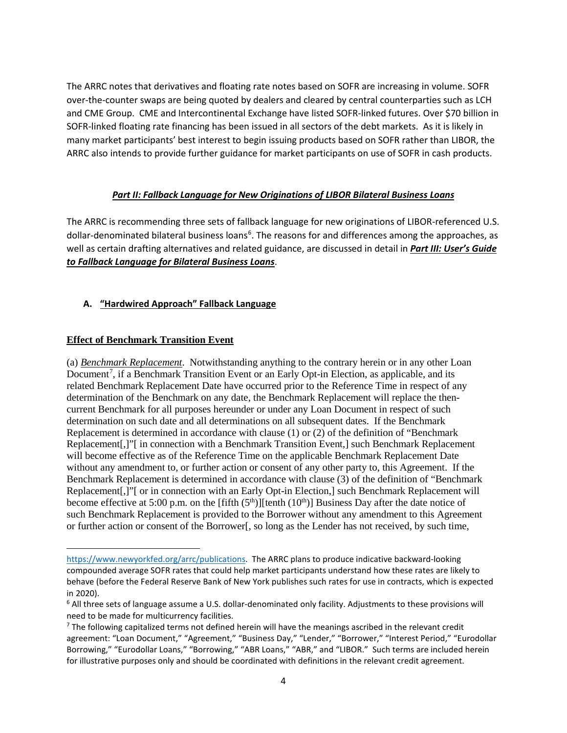The ARRC notes that derivatives and floating rate notes based on SOFR are increasing in volume. SOFR over-the-counter swaps are being quoted by dealers and cleared by central counterparties such as LCH and CME Group. CME and Intercontinental Exchange have listed SOFR-linked futures. Over $70 billion in SOFR-linked floating rate financing has been issued in all sectors of the debt markets. As it is likely in many market participants' best interest to begin issuing products based on SOFR rather than LIBOR, the ARRC also intends to provide further guidance for market participants on use of SOFR in cash products.

## ***Part II: Fallback Language for New Originations of LIBOR Bilateral Business Loans***

The ARRC is recommending three sets of fallback language for new originations of LIBOR-referenced U.S. dollar-denominated bilateral business loans[6]. The reasons for and differences among the approaches, as well as certain drafting alternatives and related guidance, are discussed in detail in ***Part III: User's Guide to Fallback Language for Bilateral Business Loans***.

### A. "Hardwired Approach" Fallback Language

**Effect of Benchmark Transition Event**

(a) *Benchmark Replacement*. Notwithstanding anything to the contrary herein or in any other Loan Document[7], if a Benchmark Transition Event or an Early Opt-in Election, as applicable, and its related Benchmark Replacement Date have occurred prior to the Reference Time in respect of any determination of the Benchmark on any date, the Benchmark Replacement will replace the then-current Benchmark for all purposes hereunder or under any Loan Document in respect of such determination on such date and all determinations on all subsequent dates. If the Benchmark Replacement is determined in accordance with clause (1) or (2) of the definition of "Benchmark Replacement[,]"[ in connection with a Benchmark Transition Event,] such Benchmark Replacement will become effective as of the Reference Time on the applicable Benchmark Replacement Date without any amendment to, or further action or consent of any other party to, this Agreement. If the Benchmark Replacement is determined in accordance with clause (3) of the definition of "Benchmark Replacement[,]"[ or in connection with an Early Opt-in Election,] such Benchmark Replacement will become effective at 5:00 p.m. on the [fifth (5th)][tenth (10th)] Business Day after the date notice of such Benchmark Replacement is provided to the Borrower without any amendment to this Agreement or further action or consent of the Borrower[, so long as the Lender has not received, by such time,

---

https://www.newyorkfed.org/arrc/publications. The ARRC plans to produce indicative backward-looking compounded average SOFR rates that could help market participants understand how these rates are likely to behave (before the Federal Reserve Bank of New York publishes such rates for use in contracts, which is expected in 2020).

[6] All three sets of language assume a U.S. dollar-denominated only facility. Adjustments to these provisions will need to be made for multicurrency facilities.

[7] The following capitalized terms not defined herein will have the meanings ascribed in the relevant credit agreement: "Loan Document," "Agreement," "Business Day," "Lender," "Borrower," "Interest Period," "Eurodollar Borrowing," "Eurodollar Loans," "Borrowing," "ABR Loans," "ABR," and "LIBOR." Such terms are included herein for illustrative purposes only and should be coordinated with definitions in the relevant credit agreement.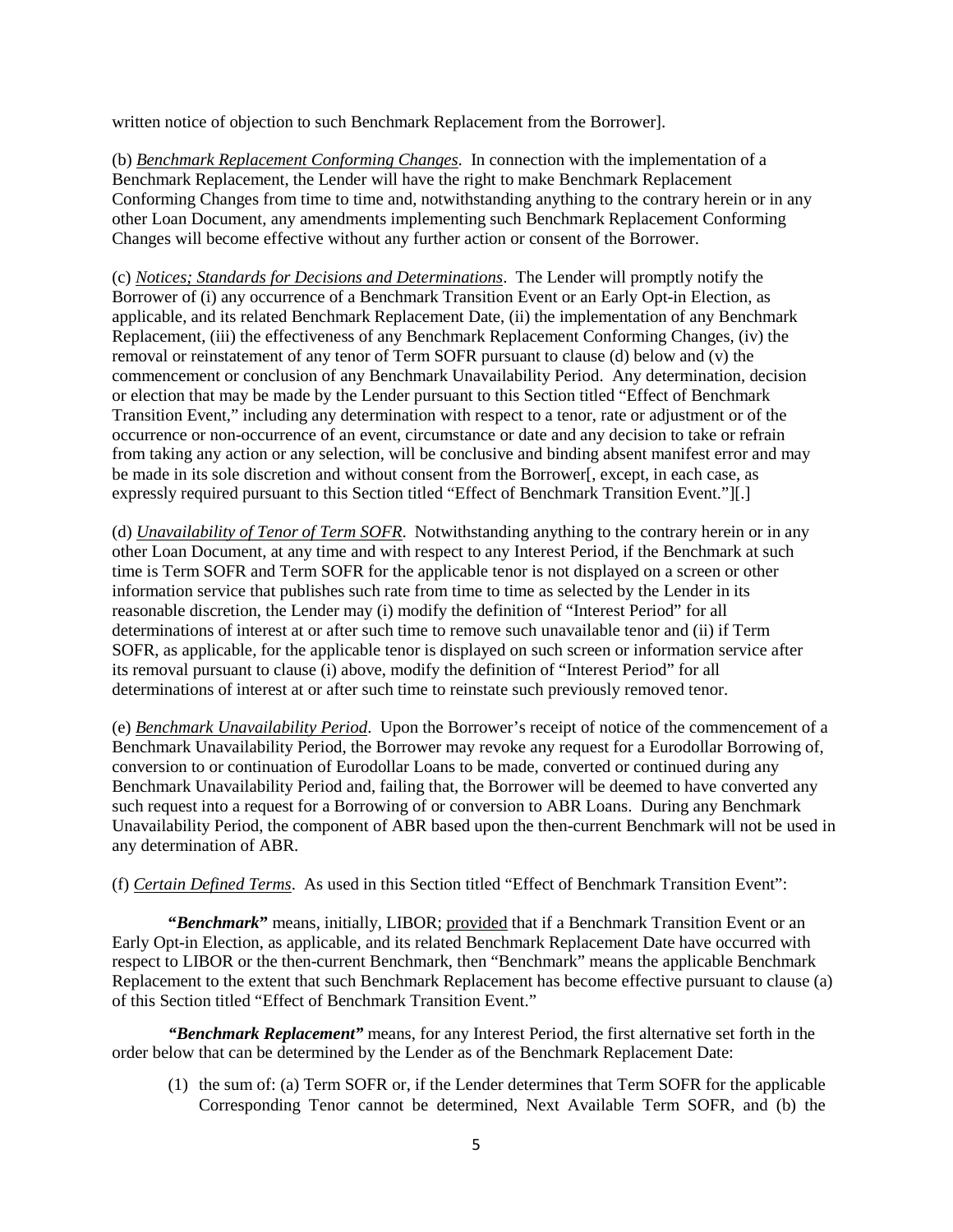written notice of objection to such Benchmark Replacement from the Borrower].

(b) _Benchmark Replacement Conforming Changes_. In connection with the implementation of a Benchmark Replacement, the Lender will have the right to make Benchmark Replacement Conforming Changes from time to time and, notwithstanding anything to the contrary herein or in any other Loan Document, any amendments implementing such Benchmark Replacement Conforming Changes will become effective without any further action or consent of the Borrower.

(c) _Notices; Standards for Decisions and Determinations_. The Lender will promptly notify the Borrower of (i) any occurrence of a Benchmark Transition Event or an Early Opt-in Election, as applicable, and its related Benchmark Replacement Date, (ii) the implementation of any Benchmark Replacement, (iii) the effectiveness of any Benchmark Replacement Conforming Changes, (iv) the removal or reinstatement of any tenor of Term SOFR pursuant to clause (d) below and (v) the commencement or conclusion of any Benchmark Unavailability Period. Any determination, decision or election that may be made by the Lender pursuant to this Section titled "Effect of Benchmark Transition Event," including any determination with respect to a tenor, rate or adjustment or of the occurrence or non-occurrence of an event, circumstance or date and any decision to take or refrain from taking any action or any selection, will be conclusive and binding absent manifest error and may be made in its sole discretion and without consent from the Borrower[, except, in each case, as expressly required pursuant to this Section titled "Effect of Benchmark Transition Event."][.]

(d) _Unavailability of Tenor of Term SOFR_. Notwithstanding anything to the contrary herein or in any other Loan Document, at any time and with respect to any Interest Period, if the Benchmark at such time is Term SOFR and Term SOFR for the applicable tenor is not displayed on a screen or other information service that publishes such rate from time to time as selected by the Lender in its reasonable discretion, the Lender may (i) modify the definition of "Interest Period" for all determinations of interest at or after such time to remove such unavailable tenor and (ii) if Term SOFR, as applicable, for the applicable tenor is displayed on such screen or information service after its removal pursuant to clause (i) above, modify the definition of "Interest Period" for all determinations of interest at or after such time to reinstate such previously removed tenor.

(e) _Benchmark Unavailability Period_. Upon the Borrower's receipt of notice of the commencement of a Benchmark Unavailability Period, the Borrower may revoke any request for a Eurodollar Borrowing of, conversion to or continuation of Eurodollar Loans to be made, converted or continued during any Benchmark Unavailability Period and, failing that, the Borrower will be deemed to have converted any such request into a request for a Borrowing of or conversion to ABR Loans. During any Benchmark Unavailability Period, the component of ABR based upon the then-current Benchmark will not be used in any determination of ABR.

(f) _Certain Defined Terms_. As used in this Section titled "Effect of Benchmark Transition Event":

**"*Benchmark*"** means, initially, LIBOR; provided that if a Benchmark Transition Event or an Early Opt-in Election, as applicable, and its related Benchmark Replacement Date have occurred with respect to LIBOR or the then-current Benchmark, then "Benchmark" means the applicable Benchmark Replacement to the extent that such Benchmark Replacement has become effective pursuant to clause (a) of this Section titled "Effect of Benchmark Transition Event."

**"*Benchmark Replacement*"** means, for any Interest Period, the first alternative set forth in the order below that can be determined by the Lender as of the Benchmark Replacement Date:

(1) the sum of: (a) Term SOFR or, if the Lender determines that Term SOFR for the applicable Corresponding Tenor cannot be determined, Next Available Term SOFR, and (b) the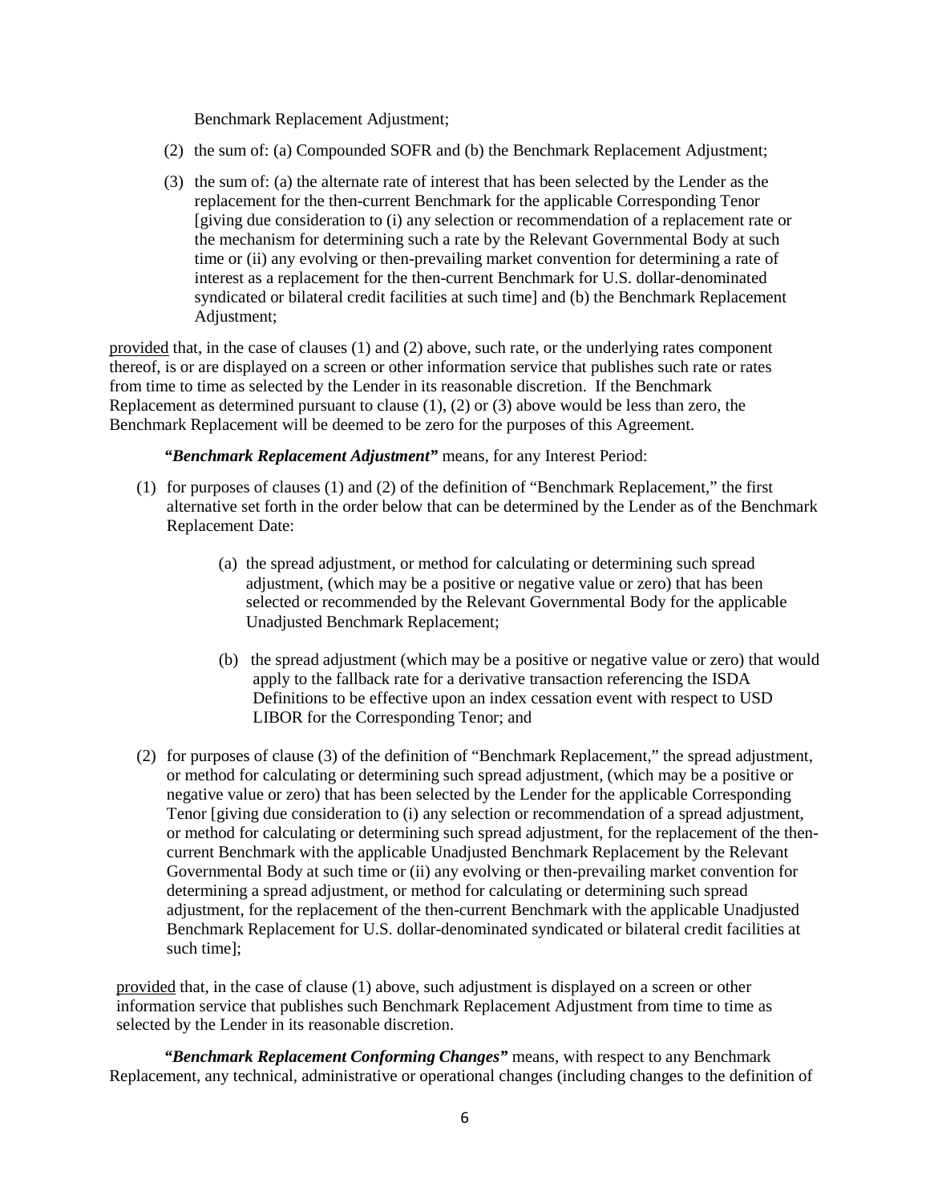Benchmark Replacement Adjustment;

(2) the sum of: (a) Compounded SOFR and (b) the Benchmark Replacement Adjustment;

(3) the sum of: (a) the alternate rate of interest that has been selected by the Lender as the replacement for the then-current Benchmark for the applicable Corresponding Tenor [giving due consideration to (i) any selection or recommendation of a replacement rate or the mechanism for determining such a rate by the Relevant Governmental Body at such time or (ii) any evolving or then-prevailing market convention for determining a rate of interest as a replacement for the then-current Benchmark for U.S. dollar-denominated syndicated or bilateral credit facilities at such time] and (b) the Benchmark Replacement Adjustment;

provided that, in the case of clauses (1) and (2) above, such rate, or the underlying rates component thereof, is or are displayed on a screen or other information service that publishes such rate or rates from time to time as selected by the Lender in its reasonable discretion. If the Benchmark Replacement as determined pursuant to clause (1), (2) or (3) above would be less than zero, the Benchmark Replacement will be deemed to be zero for the purposes of this Agreement.

***"Benchmark Replacement Adjustment"*** means, for any Interest Period:

(1) for purposes of clauses (1) and (2) of the definition of "Benchmark Replacement," the first alternative set forth in the order below that can be determined by the Lender as of the Benchmark Replacement Date:

   (a) the spread adjustment, or method for calculating or determining such spread adjustment, (which may be a positive or negative value or zero) that has been selected or recommended by the Relevant Governmental Body for the applicable Unadjusted Benchmark Replacement;

   (b) the spread adjustment (which may be a positive or negative value or zero) that would apply to the fallback rate for a derivative transaction referencing the ISDA Definitions to be effective upon an index cessation event with respect to USD LIBOR for the Corresponding Tenor; and

(2) for purposes of clause (3) of the definition of "Benchmark Replacement," the spread adjustment, or method for calculating or determining such spread adjustment, (which may be a positive or negative value or zero) that has been selected by the Lender for the applicable Corresponding Tenor [giving due consideration to (i) any selection or recommendation of a spread adjustment, or method for calculating or determining such spread adjustment, for the replacement of the then-current Benchmark with the applicable Unadjusted Benchmark Replacement by the Relevant Governmental Body at such time or (ii) any evolving or then-prevailing market convention for determining a spread adjustment, or method for calculating or determining such spread adjustment, for the replacement of the then-current Benchmark with the applicable Unadjusted Benchmark Replacement for U.S. dollar-denominated syndicated or bilateral credit facilities at such time];

provided that, in the case of clause (1) above, such adjustment is displayed on a screen or other information service that publishes such Benchmark Replacement Adjustment from time to time as selected by the Lender in its reasonable discretion.

***"Benchmark Replacement Conforming Changes"*** means, with respect to any Benchmark Replacement, any technical, administrative or operational changes (including changes to the definition of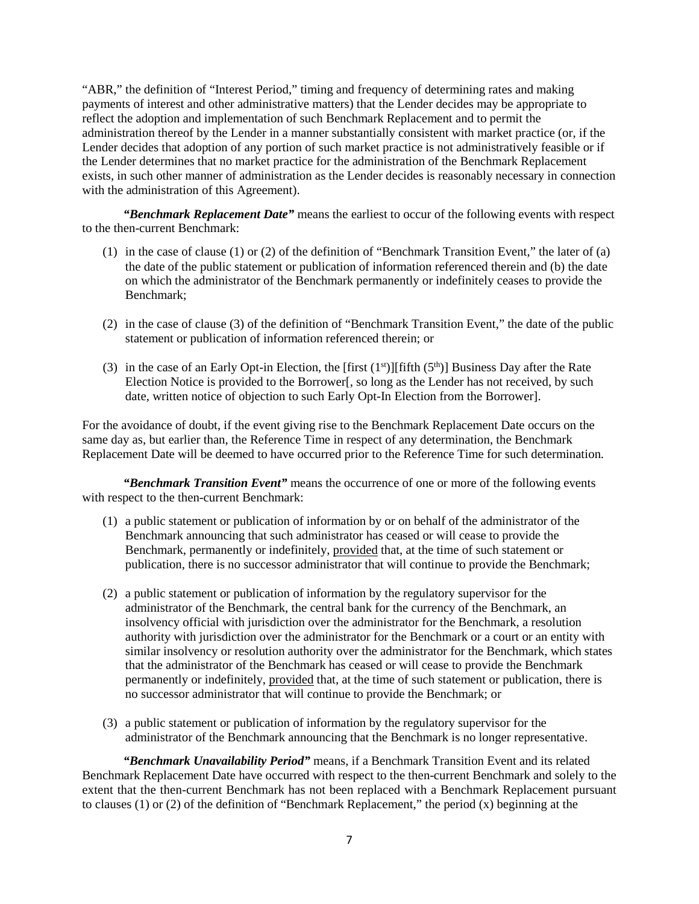"ABR," the definition of "Interest Period," timing and frequency of determining rates and making payments of interest and other administrative matters) that the Lender decides may be appropriate to reflect the adoption and implementation of such Benchmark Replacement and to permit the administration thereof by the Lender in a manner substantially consistent with market practice (or, if the Lender decides that adoption of any portion of such market practice is not administratively feasible or if the Lender determines that no market practice for the administration of the Benchmark Replacement exists, in such other manner of administration as the Lender decides is reasonably necessary in connection with the administration of this Agreement).

***"Benchmark Replacement Date"*** means the earliest to occur of the following events with respect to the then-current Benchmark:

(1) in the case of clause (1) or (2) of the definition of "Benchmark Transition Event," the later of (a) the date of the public statement or publication of information referenced therein and (b) the date on which the administrator of the Benchmark permanently or indefinitely ceases to provide the Benchmark;

(2) in the case of clause (3) of the definition of "Benchmark Transition Event," the date of the public statement or publication of information referenced therein; or

(3) in the case of an Early Opt-in Election, the [first (1st)][fifth (5th)] Business Day after the Rate Election Notice is provided to the Borrower[, so long as the Lender has not received, by such date, written notice of objection to such Early Opt-In Election from the Borrower].

For the avoidance of doubt, if the event giving rise to the Benchmark Replacement Date occurs on the same day as, but earlier than, the Reference Time in respect of any determination, the Benchmark Replacement Date will be deemed to have occurred prior to the Reference Time for such determination.

***"Benchmark Transition Event"*** means the occurrence of one or more of the following events with respect to the then-current Benchmark:

(1) a public statement or publication of information by or on behalf of the administrator of the Benchmark announcing that such administrator has ceased or will cease to provide the Benchmark, permanently or indefinitely, provided that, at the time of such statement or publication, there is no successor administrator that will continue to provide the Benchmark;

(2) a public statement or publication of information by the regulatory supervisor for the administrator of the Benchmark, the central bank for the currency of the Benchmark, an insolvency official with jurisdiction over the administrator for the Benchmark, a resolution authority with jurisdiction over the administrator for the Benchmark or a court or an entity with similar insolvency or resolution authority over the administrator for the Benchmark, which states that the administrator of the Benchmark has ceased or will cease to provide the Benchmark permanently or indefinitely, provided that, at the time of such statement or publication, there is no successor administrator that will continue to provide the Benchmark; or

(3) a public statement or publication of information by the regulatory supervisor for the administrator of the Benchmark announcing that the Benchmark is no longer representative.

***"Benchmark Unavailability Period"*** means, if a Benchmark Transition Event and its related Benchmark Replacement Date have occurred with respect to the then-current Benchmark and solely to the extent that the then-current Benchmark has not been replaced with a Benchmark Replacement pursuant to clauses (1) or (2) of the definition of "Benchmark Replacement," the period (x) beginning at the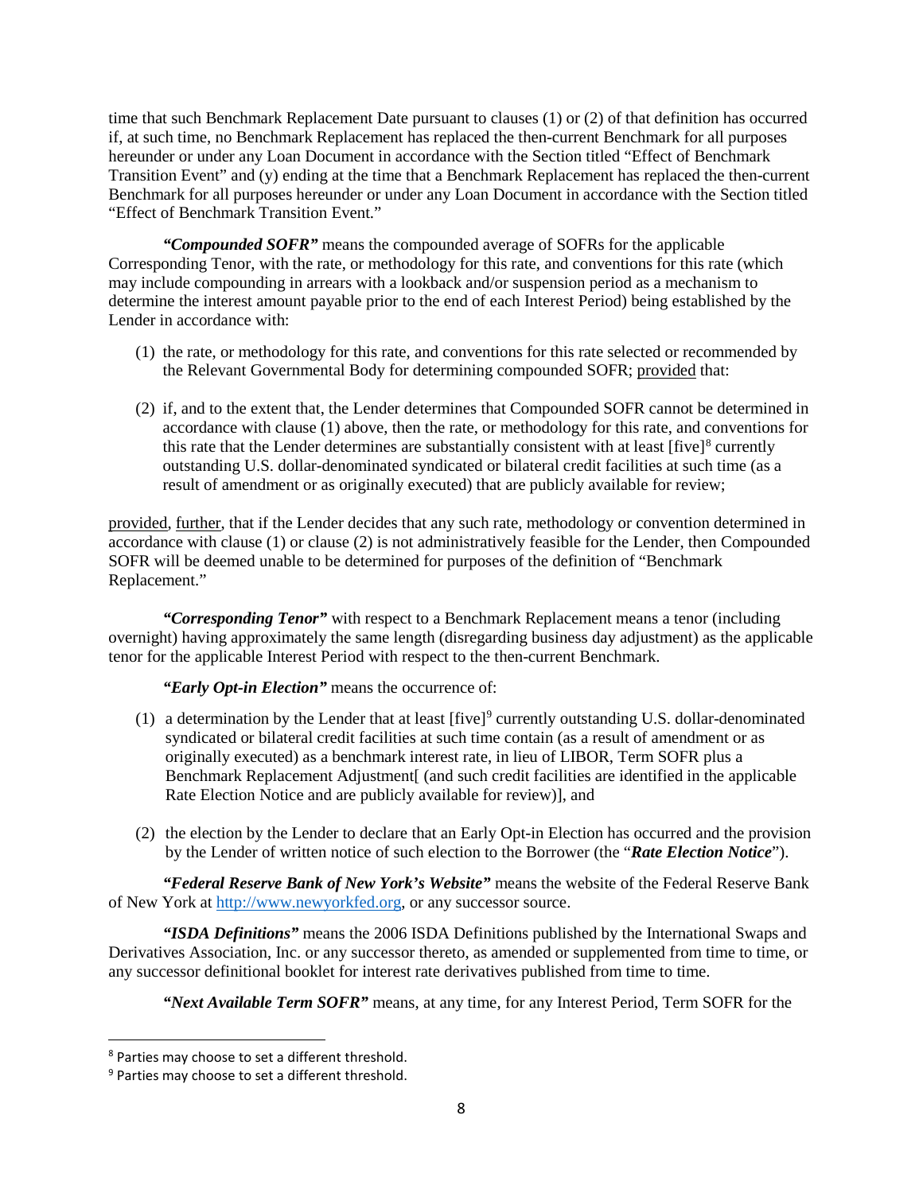time that such Benchmark Replacement Date pursuant to clauses (1) or (2) of that definition has occurred if, at such time, no Benchmark Replacement has replaced the then-current Benchmark for all purposes hereunder or under any Loan Document in accordance with the Section titled "Effect of Benchmark Transition Event" and (y) ending at the time that a Benchmark Replacement has replaced the then-current Benchmark for all purposes hereunder or under any Loan Document in accordance with the Section titled "Effect of Benchmark Transition Event."

***"Compounded SOFR"*** means the compounded average of SOFRs for the applicable Corresponding Tenor, with the rate, or methodology for this rate, and conventions for this rate (which may include compounding in arrears with a lookback and/or suspension period as a mechanism to determine the interest amount payable prior to the end of each Interest Period) being established by the Lender in accordance with:

(1) the rate, or methodology for this rate, and conventions for this rate selected or recommended by the Relevant Governmental Body for determining compounded SOFR; provided that:

(2) if, and to the extent that, the Lender determines that Compounded SOFR cannot be determined in accordance with clause (1) above, then the rate, or methodology for this rate, and conventions for this rate that the Lender determines are substantially consistent with at least [five][8] currently outstanding U.S. dollar-denominated syndicated or bilateral credit facilities at such time (as a result of amendment or as originally executed) that are publicly available for review;

provided, further, that if the Lender decides that any such rate, methodology or convention determined in accordance with clause (1) or clause (2) is not administratively feasible for the Lender, then Compounded SOFR will be deemed unable to be determined for purposes of the definition of "Benchmark Replacement."

***"Corresponding Tenor"*** with respect to a Benchmark Replacement means a tenor (including overnight) having approximately the same length (disregarding business day adjustment) as the applicable tenor for the applicable Interest Period with respect to the then-current Benchmark.

***"Early Opt-in Election"*** means the occurrence of:

(1) a determination by the Lender that at least [five][9] currently outstanding U.S. dollar-denominated syndicated or bilateral credit facilities at such time contain (as a result of amendment or as originally executed) as a benchmark interest rate, in lieu of LIBOR, Term SOFR plus a Benchmark Replacement Adjustment[ (and such credit facilities are identified in the applicable Rate Election Notice and are publicly available for review)], and

(2) the election by the Lender to declare that an Early Opt-in Election has occurred and the provision by the Lender of written notice of such election to the Borrower (the "***Rate Election Notice***").

***"Federal Reserve Bank of New York's Website"*** means the website of the Federal Reserve Bank of New York at http://www.newyorkfed.org, or any successor source.

***"ISDA Definitions"*** means the 2006 ISDA Definitions published by the International Swaps and Derivatives Association, Inc. or any successor thereto, as amended or supplemented from time to time, or any successor definitional booklet for interest rate derivatives published from time to time.

***"Next Available Term SOFR"*** means, at any time, for any Interest Period, Term SOFR for the

---

[8] Parties may choose to set a different threshold.

[9] Parties may choose to set a different threshold.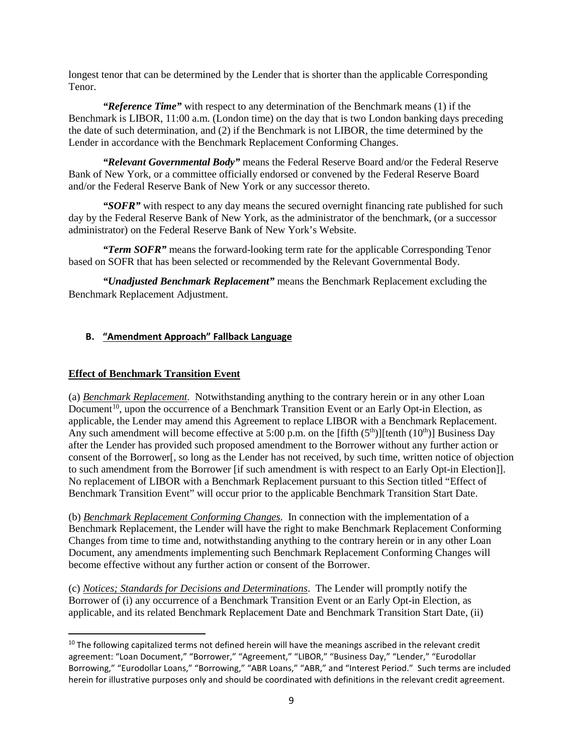longest tenor that can be determined by the Lender that is shorter than the applicable Corresponding Tenor.

***"Reference Time"*** with respect to any determination of the Benchmark means (1) if the Benchmark is LIBOR, 11:00 a.m. (London time) on the day that is two London banking days preceding the date of such determination, and (2) if the Benchmark is not LIBOR, the time determined by the Lender in accordance with the Benchmark Replacement Conforming Changes.

***"Relevant Governmental Body"*** means the Federal Reserve Board and/or the Federal Reserve Bank of New York, or a committee officially endorsed or convened by the Federal Reserve Board and/or the Federal Reserve Bank of New York or any successor thereto.

***"SOFR"*** with respect to any day means the secured overnight financing rate published for such day by the Federal Reserve Bank of New York, as the administrator of the benchmark, (or a successor administrator) on the Federal Reserve Bank of New York's Website.

***"Term SOFR"*** means the forward-looking term rate for the applicable Corresponding Tenor based on SOFR that has been selected or recommended by the Relevant Governmental Body.

***"Unadjusted Benchmark Replacement"*** means the Benchmark Replacement excluding the Benchmark Replacement Adjustment.

## B. "Amendment Approach" Fallback Language

### Effect of Benchmark Transition Event

(a) *Benchmark Replacement*. Notwithstanding anything to the contrary herein or in any other Loan Document[10], upon the occurrence of a Benchmark Transition Event or an Early Opt-in Election, as applicable, the Lender may amend this Agreement to replace LIBOR with a Benchmark Replacement. Any such amendment will become effective at 5:00 p.m. on the [fifth (5th)][tenth (10th)] Business Day after the Lender has provided such proposed amendment to the Borrower without any further action or consent of the Borrower[, so long as the Lender has not received, by such time, written notice of objection to such amendment from the Borrower [if such amendment is with respect to an Early Opt-in Election]]. No replacement of LIBOR with a Benchmark Replacement pursuant to this Section titled "Effect of Benchmark Transition Event" will occur prior to the applicable Benchmark Transition Start Date.

(b) *Benchmark Replacement Conforming Changes*. In connection with the implementation of a Benchmark Replacement, the Lender will have the right to make Benchmark Replacement Conforming Changes from time to time and, notwithstanding anything to the contrary herein or in any other Loan Document, any amendments implementing such Benchmark Replacement Conforming Changes will become effective without any further action or consent of the Borrower.

(c) *Notices; Standards for Decisions and Determinations*. The Lender will promptly notify the Borrower of (i) any occurrence of a Benchmark Transition Event or an Early Opt-in Election, as applicable, and its related Benchmark Replacement Date and Benchmark Transition Start Date, (ii)

---

[10] The following capitalized terms not defined herein will have the meanings ascribed in the relevant credit agreement: "Loan Document," "Borrower," "Agreement," "LIBOR," "Business Day," "Lender," "Eurodollar Borrowing," "Eurodollar Loans," "Borrowing," "ABR Loans," "ABR," and "Interest Period." Such terms are included herein for illustrative purposes only and should be coordinated with definitions in the relevant credit agreement.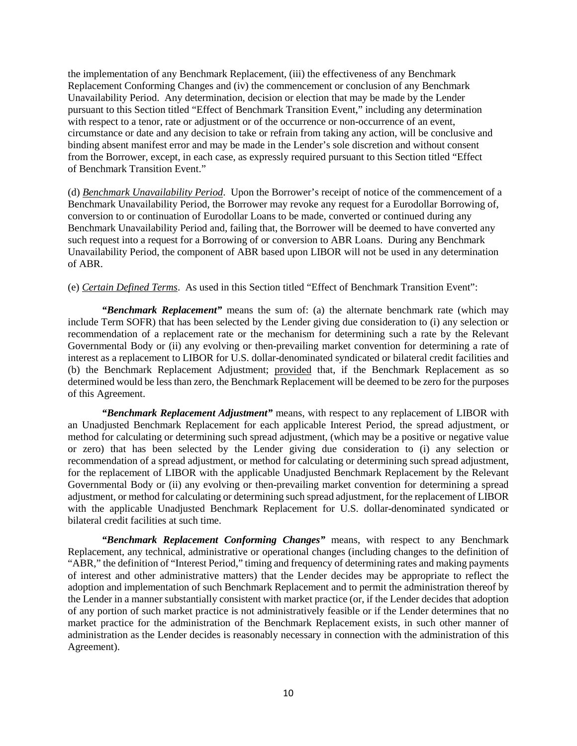the implementation of any Benchmark Replacement, (iii) the effectiveness of any Benchmark Replacement Conforming Changes and (iv) the commencement or conclusion of any Benchmark Unavailability Period. Any determination, decision or election that may be made by the Lender pursuant to this Section titled "Effect of Benchmark Transition Event," including any determination with respect to a tenor, rate or adjustment or of the occurrence or non-occurrence of an event, circumstance or date and any decision to take or refrain from taking any action, will be conclusive and binding absent manifest error and may be made in the Lender's sole discretion and without consent from the Borrower, except, in each case, as expressly required pursuant to this Section titled "Effect of Benchmark Transition Event."

(d) *Benchmark Unavailability Period*. Upon the Borrower's receipt of notice of the commencement of a Benchmark Unavailability Period, the Borrower may revoke any request for a Eurodollar Borrowing of, conversion to or continuation of Eurodollar Loans to be made, converted or continued during any Benchmark Unavailability Period and, failing that, the Borrower will be deemed to have converted any such request into a request for a Borrowing of or conversion to ABR Loans. During any Benchmark Unavailability Period, the component of ABR based upon LIBOR will not be used in any determination of ABR.

(e) *Certain Defined Terms*. As used in this Section titled "Effect of Benchmark Transition Event":

***"Benchmark Replacement"*** means the sum of: (a) the alternate benchmark rate (which may include Term SOFR) that has been selected by the Lender giving due consideration to (i) any selection or recommendation of a replacement rate or the mechanism for determining such a rate by the Relevant Governmental Body or (ii) any evolving or then-prevailing market convention for determining a rate of interest as a replacement to LIBOR for U.S. dollar-denominated syndicated or bilateral credit facilities and (b) the Benchmark Replacement Adjustment; provided that, if the Benchmark Replacement as so determined would be less than zero, the Benchmark Replacement will be deemed to be zero for the purposes of this Agreement.

***"Benchmark Replacement Adjustment"*** means, with respect to any replacement of LIBOR with an Unadjusted Benchmark Replacement for each applicable Interest Period, the spread adjustment, or method for calculating or determining such spread adjustment, (which may be a positive or negative value or zero) that has been selected by the Lender giving due consideration to (i) any selection or recommendation of a spread adjustment, or method for calculating or determining such spread adjustment, for the replacement of LIBOR with the applicable Unadjusted Benchmark Replacement by the Relevant Governmental Body or (ii) any evolving or then-prevailing market convention for determining a spread adjustment, or method for calculating or determining such spread adjustment, for the replacement of LIBOR with the applicable Unadjusted Benchmark Replacement for U.S. dollar-denominated syndicated or bilateral credit facilities at such time.

***"Benchmark Replacement Conforming Changes"*** means, with respect to any Benchmark Replacement, any technical, administrative or operational changes (including changes to the definition of "ABR," the definition of "Interest Period," timing and frequency of determining rates and making payments of interest and other administrative matters) that the Lender decides may be appropriate to reflect the adoption and implementation of such Benchmark Replacement and to permit the administration thereof by the Lender in a manner substantially consistent with market practice (or, if the Lender decides that adoption of any portion of such market practice is not administratively feasible or if the Lender determines that no market practice for the administration of the Benchmark Replacement exists, in such other manner of administration as the Lender decides is reasonably necessary in connection with the administration of this Agreement).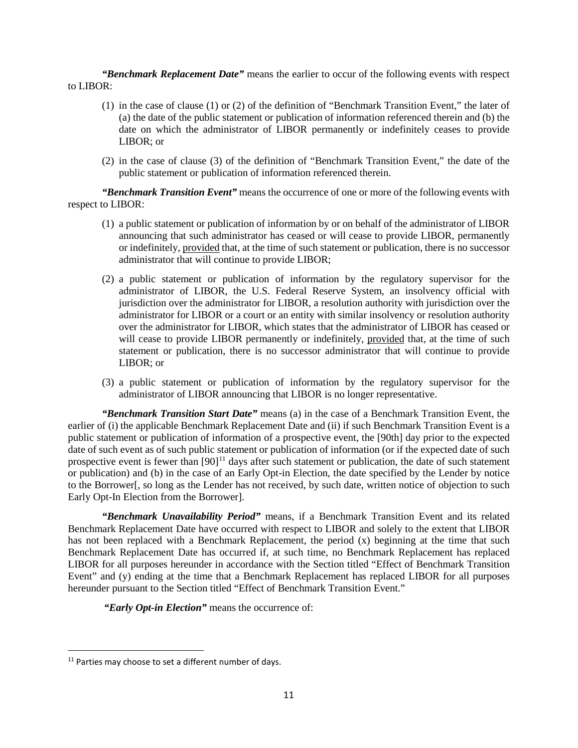***"Benchmark Replacement Date"*** means the earlier to occur of the following events with respect to LIBOR:

(1) in the case of clause (1) or (2) of the definition of "Benchmark Transition Event," the later of (a) the date of the public statement or publication of information referenced therein and (b) the date on which the administrator of LIBOR permanently or indefinitely ceases to provide LIBOR; or

(2) in the case of clause (3) of the definition of "Benchmark Transition Event," the date of the public statement or publication of information referenced therein.

***"Benchmark Transition Event"*** means the occurrence of one or more of the following events with respect to LIBOR:

(1) a public statement or publication of information by or on behalf of the administrator of LIBOR announcing that such administrator has ceased or will cease to provide LIBOR, permanently or indefinitely, provided that, at the time of such statement or publication, there is no successor administrator that will continue to provide LIBOR;

(2) a public statement or publication of information by the regulatory supervisor for the administrator of LIBOR, the U.S. Federal Reserve System, an insolvency official with jurisdiction over the administrator for LIBOR, a resolution authority with jurisdiction over the administrator for LIBOR or a court or an entity with similar insolvency or resolution authority over the administrator for LIBOR, which states that the administrator of LIBOR has ceased or will cease to provide LIBOR permanently or indefinitely, provided that, at the time of such statement or publication, there is no successor administrator that will continue to provide LIBOR; or

(3) a public statement or publication of information by the regulatory supervisor for the administrator of LIBOR announcing that LIBOR is no longer representative.

***"Benchmark Transition Start Date"*** means (a) in the case of a Benchmark Transition Event, the earlier of (i) the applicable Benchmark Replacement Date and (ii) if such Benchmark Transition Event is a public statement or publication of information of a prospective event, the [90th] day prior to the expected date of such event as of such public statement or publication of information (or if the expected date of such prospective event is fewer than [90][11] days after such statement or publication, the date of such statement or publication) and (b) in the case of an Early Opt-in Election, the date specified by the Lender by notice to the Borrower[, so long as the Lender has not received, by such date, written notice of objection to such Early Opt-In Election from the Borrower].

***"Benchmark Unavailability Period"*** means, if a Benchmark Transition Event and its related Benchmark Replacement Date have occurred with respect to LIBOR and solely to the extent that LIBOR has not been replaced with a Benchmark Replacement, the period (x) beginning at the time that such Benchmark Replacement Date has occurred if, at such time, no Benchmark Replacement has replaced LIBOR for all purposes hereunder in accordance with the Section titled "Effect of Benchmark Transition Event" and (y) ending at the time that a Benchmark Replacement has replaced LIBOR for all purposes hereunder pursuant to the Section titled "Effect of Benchmark Transition Event."

***"Early Opt-in Election"*** means the occurrence of:

---

[11] Parties may choose to set a different number of days.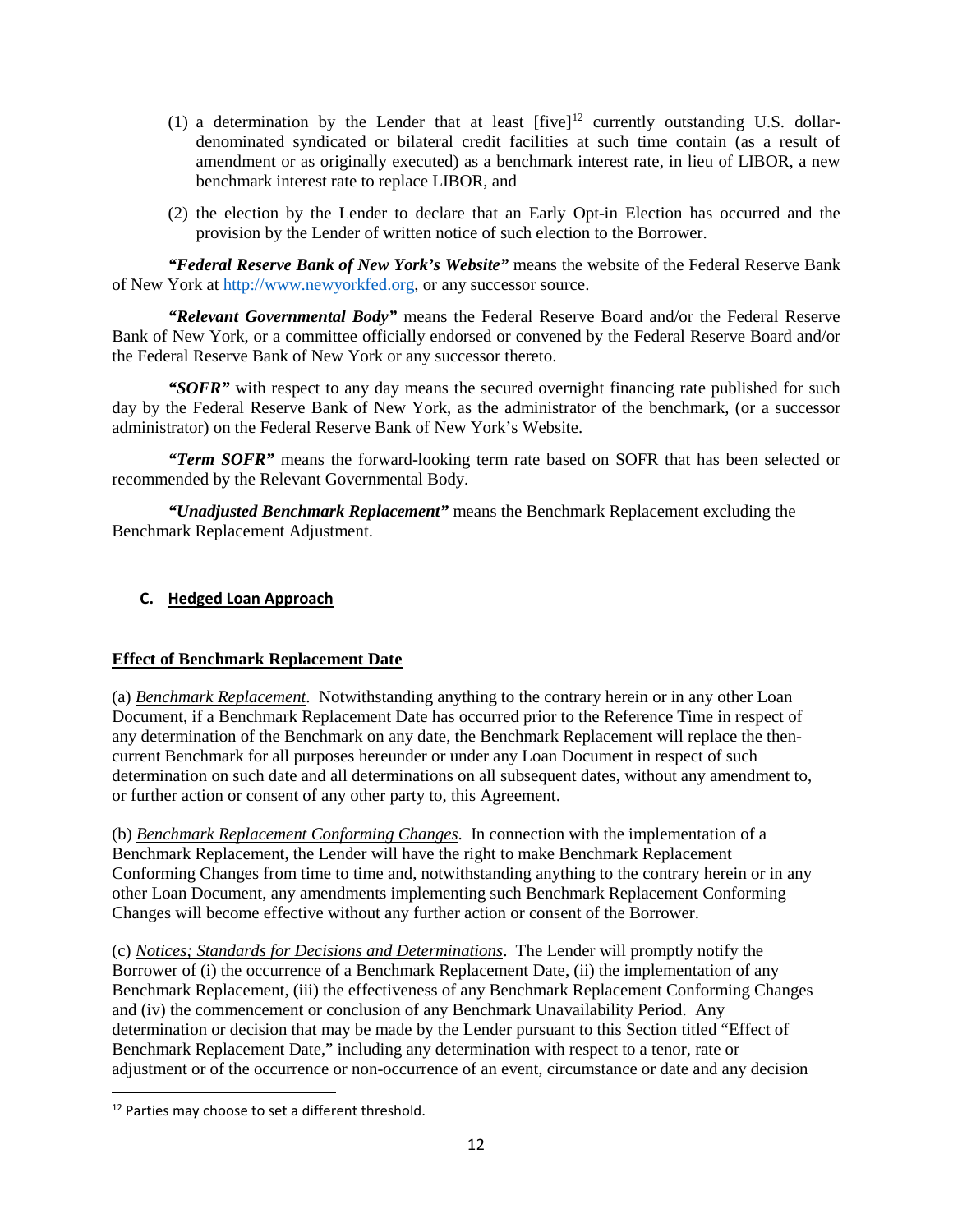(1) a determination by the Lender that at least [five][12] currently outstanding U.S. dollar-denominated syndicated or bilateral credit facilities at such time contain (as a result of amendment or as originally executed) as a benchmark interest rate, in lieu of LIBOR, a new benchmark interest rate to replace LIBOR, and

(2) the election by the Lender to declare that an Early Opt-in Election has occurred and the provision by the Lender of written notice of such election to the Borrower.

***"Federal Reserve Bank of New York's Website"*** means the website of the Federal Reserve Bank of New York at http://www.newyorkfed.org, or any successor source.

***"Relevant Governmental Body"*** means the Federal Reserve Board and/or the Federal Reserve Bank of New York, or a committee officially endorsed or convened by the Federal Reserve Board and/or the Federal Reserve Bank of New York or any successor thereto.

***"SOFR"*** with respect to any day means the secured overnight financing rate published for such day by the Federal Reserve Bank of New York, as the administrator of the benchmark, (or a successor administrator) on the Federal Reserve Bank of New York's Website.

***"Term SOFR"*** means the forward-looking term rate based on SOFR that has been selected or recommended by the Relevant Governmental Body.

***"Unadjusted Benchmark Replacement"*** means the Benchmark Replacement excluding the Benchmark Replacement Adjustment.

## C. Hedged Loan Approach

**Effect of Benchmark Replacement Date**

(a) *Benchmark Replacement*. Notwithstanding anything to the contrary herein or in any other Loan Document, if a Benchmark Replacement Date has occurred prior to the Reference Time in respect of any determination of the Benchmark on any date, the Benchmark Replacement will replace the then-current Benchmark for all purposes hereunder or under any Loan Document in respect of such determination on such date and all determinations on all subsequent dates, without any amendment to, or further action or consent of any other party to, this Agreement.

(b) *Benchmark Replacement Conforming Changes*. In connection with the implementation of a Benchmark Replacement, the Lender will have the right to make Benchmark Replacement Conforming Changes from time to time and, notwithstanding anything to the contrary herein or in any other Loan Document, any amendments implementing such Benchmark Replacement Conforming Changes will become effective without any further action or consent of the Borrower.

(c) *Notices; Standards for Decisions and Determinations*. The Lender will promptly notify the Borrower of (i) the occurrence of a Benchmark Replacement Date, (ii) the implementation of any Benchmark Replacement, (iii) the effectiveness of any Benchmark Replacement Conforming Changes and (iv) the commencement or conclusion of any Benchmark Unavailability Period. Any determination or decision that may be made by the Lender pursuant to this Section titled "Effect of Benchmark Replacement Date," including any determination with respect to a tenor, rate or adjustment or of the occurrence or non-occurrence of an event, circumstance or date and any decision

[12] Parties may choose to set a different threshold.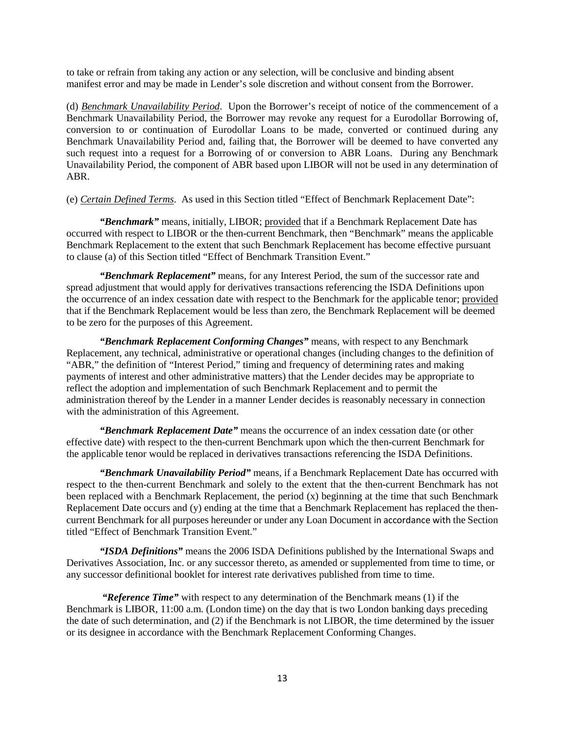to take or refrain from taking any action or any selection, will be conclusive and binding absent manifest error and may be made in Lender's sole discretion and without consent from the Borrower.

(d) *Benchmark Unavailability Period*. Upon the Borrower's receipt of notice of the commencement of a Benchmark Unavailability Period, the Borrower may revoke any request for a Eurodollar Borrowing of, conversion to or continuation of Eurodollar Loans to be made, converted or continued during any Benchmark Unavailability Period and, failing that, the Borrower will be deemed to have converted any such request into a request for a Borrowing of or conversion to ABR Loans. During any Benchmark Unavailability Period, the component of ABR based upon LIBOR will not be used in any determination of ABR.

(e) *Certain Defined Terms*. As used in this Section titled "Effect of Benchmark Replacement Date":

***"Benchmark"*** means, initially, LIBOR; provided that if a Benchmark Replacement Date has occurred with respect to LIBOR or the then-current Benchmark, then "Benchmark" means the applicable Benchmark Replacement to the extent that such Benchmark Replacement has become effective pursuant to clause (a) of this Section titled "Effect of Benchmark Transition Event."

***"Benchmark Replacement"*** means, for any Interest Period, the sum of the successor rate and spread adjustment that would apply for derivatives transactions referencing the ISDA Definitions upon the occurrence of an index cessation date with respect to the Benchmark for the applicable tenor; provided that if the Benchmark Replacement would be less than zero, the Benchmark Replacement will be deemed to be zero for the purposes of this Agreement.

***"Benchmark Replacement Conforming Changes"*** means, with respect to any Benchmark Replacement, any technical, administrative or operational changes (including changes to the definition of "ABR," the definition of "Interest Period," timing and frequency of determining rates and making payments of interest and other administrative matters) that the Lender decides may be appropriate to reflect the adoption and implementation of such Benchmark Replacement and to permit the administration thereof by the Lender in a manner Lender decides is reasonably necessary in connection with the administration of this Agreement.

***"Benchmark Replacement Date"*** means the occurrence of an index cessation date (or other effective date) with respect to the then-current Benchmark upon which the then-current Benchmark for the applicable tenor would be replaced in derivatives transactions referencing the ISDA Definitions.

***"Benchmark Unavailability Period"*** means, if a Benchmark Replacement Date has occurred with respect to the then-current Benchmark and solely to the extent that the then-current Benchmark has not been replaced with a Benchmark Replacement, the period (x) beginning at the time that such Benchmark Replacement Date occurs and (y) ending at the time that a Benchmark Replacement has replaced the then-current Benchmark for all purposes hereunder or under any Loan Document in accordance with the Section titled "Effect of Benchmark Transition Event."

***"ISDA Definitions"*** means the 2006 ISDA Definitions published by the International Swaps and Derivatives Association, Inc. or any successor thereto, as amended or supplemented from time to time, or any successor definitional booklet for interest rate derivatives published from time to time.

***"Reference Time"*** with respect to any determination of the Benchmark means (1) if the Benchmark is LIBOR, 11:00 a.m. (London time) on the day that is two London banking days preceding the date of such determination, and (2) if the Benchmark is not LIBOR, the time determined by the issuer or its designee in accordance with the Benchmark Replacement Conforming Changes.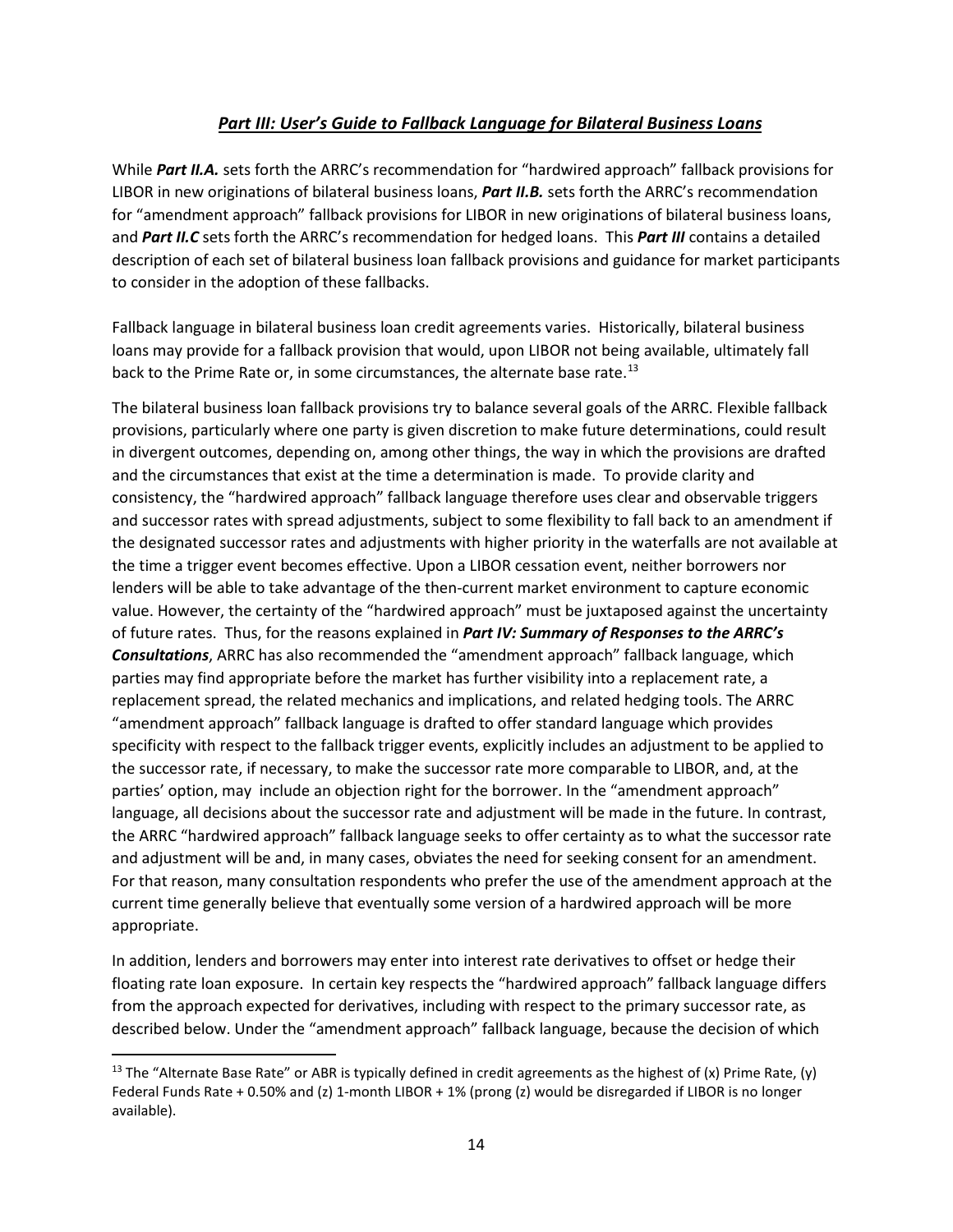## ***Part III: User's Guide to Fallback Language for Bilateral Business Loans***

While ***Part II.A.*** sets forth the ARRC's recommendation for "hardwired approach" fallback provisions for LIBOR in new originations of bilateral business loans, ***Part II.B.*** sets forth the ARRC's recommendation for "amendment approach" fallback provisions for LIBOR in new originations of bilateral business loans, and ***Part II.C*** sets forth the ARRC's recommendation for hedged loans. This ***Part III*** contains a detailed description of each set of bilateral business loan fallback provisions and guidance for market participants to consider in the adoption of these fallbacks.

Fallback language in bilateral business loan credit agreements varies. Historically, bilateral business loans may provide for a fallback provision that would, upon LIBOR not being available, ultimately fall back to the Prime Rate or, in some circumstances, the alternate base rate.[13]

The bilateral business loan fallback provisions try to balance several goals of the ARRC. Flexible fallback provisions, particularly where one party is given discretion to make future determinations, could result in divergent outcomes, depending on, among other things, the way in which the provisions are drafted and the circumstances that exist at the time a determination is made. To provide clarity and consistency, the "hardwired approach" fallback language therefore uses clear and observable triggers and successor rates with spread adjustments, subject to some flexibility to fall back to an amendment if the designated successor rates and adjustments with higher priority in the waterfalls are not available at the time a trigger event becomes effective. Upon a LIBOR cessation event, neither borrowers nor lenders will be able to take advantage of the then-current market environment to capture economic value. However, the certainty of the "hardwired approach" must be juxtaposed against the uncertainty of future rates. Thus, for the reasons explained in ***Part IV: Summary of Responses to the ARRC's Consultations***, ARRC has also recommended the "amendment approach" fallback language, which parties may find appropriate before the market has further visibility into a replacement rate, a replacement spread, the related mechanics and implications, and related hedging tools. The ARRC "amendment approach" fallback language is drafted to offer standard language which provides specificity with respect to the fallback trigger events, explicitly includes an adjustment to be applied to the successor rate, if necessary, to make the successor rate more comparable to LIBOR, and, at the parties' option, may include an objection right for the borrower. In the "amendment approach" language, all decisions about the successor rate and adjustment will be made in the future. In contrast, the ARRC "hardwired approach" fallback language seeks to offer certainty as to what the successor rate and adjustment will be and, in many cases, obviates the need for seeking consent for an amendment. For that reason, many consultation respondents who prefer the use of the amendment approach at the current time generally believe that eventually some version of a hardwired approach will be more appropriate.

In addition, lenders and borrowers may enter into interest rate derivatives to offset or hedge their floating rate loan exposure. In certain key respects the "hardwired approach" fallback language differs from the approach expected for derivatives, including with respect to the primary successor rate, as described below. Under the "amendment approach" fallback language, because the decision of which

---

[13] The "Alternate Base Rate" or ABR is typically defined in credit agreements as the highest of (x) Prime Rate, (y) Federal Funds Rate + 0.50% and (z) 1-month LIBOR + 1% (prong (z) would be disregarded if LIBOR is no longer available).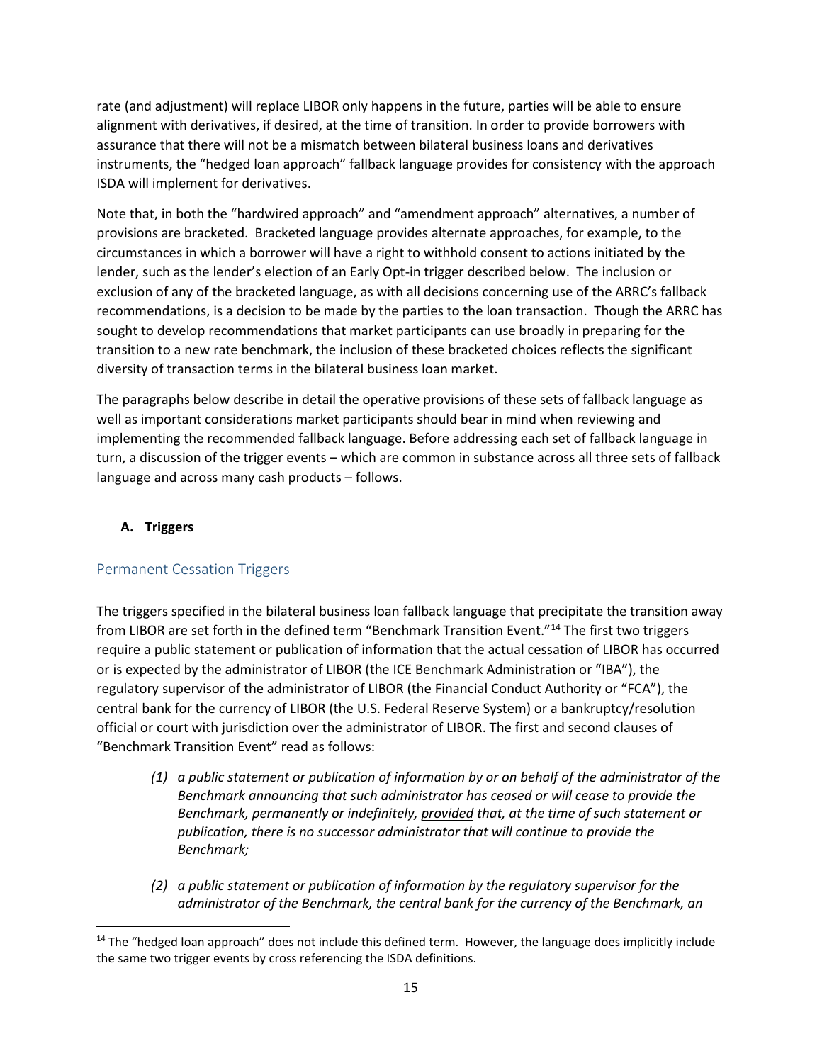rate (and adjustment) will replace LIBOR only happens in the future, parties will be able to ensure alignment with derivatives, if desired, at the time of transition. In order to provide borrowers with assurance that there will not be a mismatch between bilateral business loans and derivatives instruments, the "hedged loan approach" fallback language provides for consistency with the approach ISDA will implement for derivatives.

Note that, in both the "hardwired approach" and "amendment approach" alternatives, a number of provisions are bracketed. Bracketed language provides alternate approaches, for example, to the circumstances in which a borrower will have a right to withhold consent to actions initiated by the lender, such as the lender's election of an Early Opt-in trigger described below. The inclusion or exclusion of any of the bracketed language, as with all decisions concerning use of the ARRC's fallback recommendations, is a decision to be made by the parties to the loan transaction. Though the ARRC has sought to develop recommendations that market participants can use broadly in preparing for the transition to a new rate benchmark, the inclusion of these bracketed choices reflects the significant diversity of transaction terms in the bilateral business loan market.

The paragraphs below describe in detail the operative provisions of these sets of fallback language as well as important considerations market participants should bear in mind when reviewing and implementing the recommended fallback language. Before addressing each set of fallback language in turn, a discussion of the trigger events – which are common in substance across all three sets of fallback language and across many cash products – follows.

## A. Triggers

### Permanent Cessation Triggers

The triggers specified in the bilateral business loan fallback language that precipitate the transition away from LIBOR are set forth in the defined term "Benchmark Transition Event."[14] The first two triggers require a public statement or publication of information that the actual cessation of LIBOR has occurred or is expected by the administrator of LIBOR (the ICE Benchmark Administration or "IBA"), the regulatory supervisor of the administrator of LIBOR (the Financial Conduct Authority or "FCA"), the central bank for the currency of LIBOR (the U.S. Federal Reserve System) or a bankruptcy/resolution official or court with jurisdiction over the administrator of LIBOR. The first and second clauses of "Benchmark Transition Event" read as follows:

> *(1) a public statement or publication of information by or on behalf of the administrator of the Benchmark announcing that such administrator has ceased or will cease to provide the Benchmark, permanently or indefinitely, provided that, at the time of such statement or publication, there is no successor administrator that will continue to provide the Benchmark;*
>
> *(2) a public statement or publication of information by the regulatory supervisor for the administrator of the Benchmark, the central bank for the currency of the Benchmark, an*

[14] The "hedged loan approach" does not include this defined term. However, the language does implicitly include the same two trigger events by cross referencing the ISDA definitions.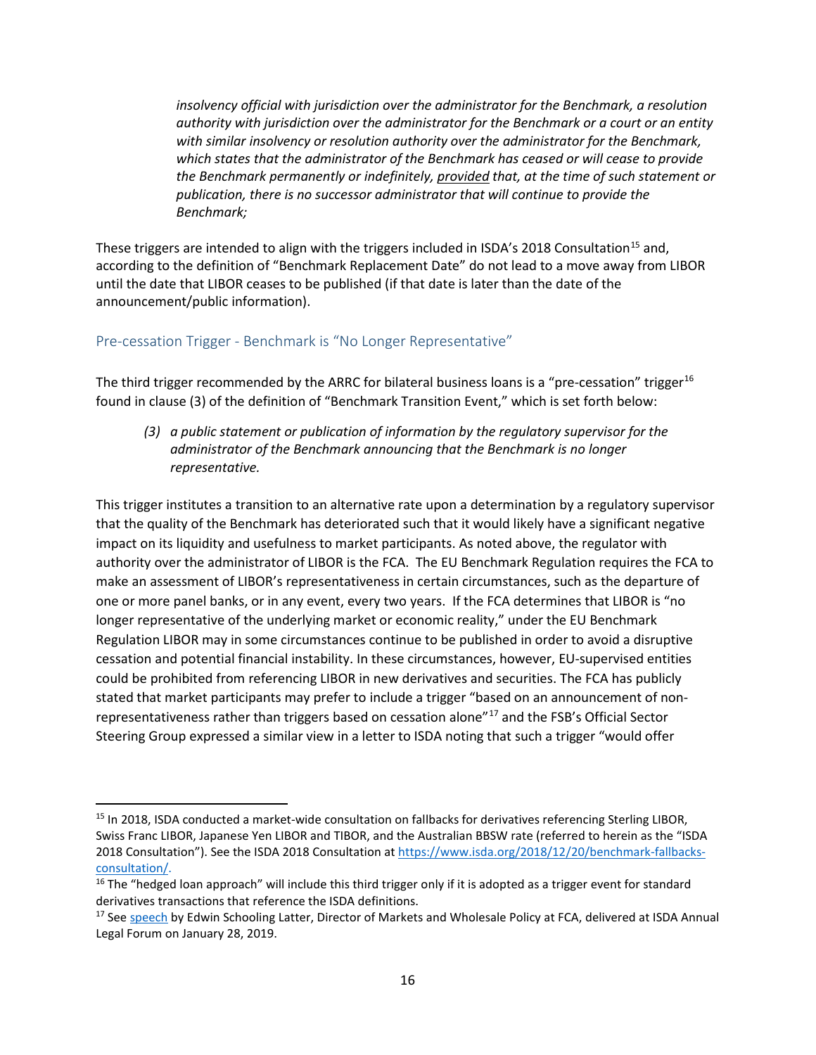*insolvency official with jurisdiction over the administrator for the Benchmark, a resolution authority with jurisdiction over the administrator for the Benchmark or a court or an entity with similar insolvency or resolution authority over the administrator for the Benchmark, which states that the administrator of the Benchmark has ceased or will cease to provide the Benchmark permanently or indefinitely, provided that, at the time of such statement or publication, there is no successor administrator that will continue to provide the Benchmark;*

These triggers are intended to align with the triggers included in ISDA's 2018 Consultation[15] and, according to the definition of "Benchmark Replacement Date" do not lead to a move away from LIBOR until the date that LIBOR ceases to be published (if that date is later than the date of the announcement/public information).

### Pre-cessation Trigger - Benchmark is "No Longer Representative"

The third trigger recommended by the ARRC for bilateral business loans is a "pre-cessation" trigger[16] found in clause (3) of the definition of "Benchmark Transition Event," which is set forth below:

> *(3) a public statement or publication of information by the regulatory supervisor for the administrator of the Benchmark announcing that the Benchmark is no longer representative.*

This trigger institutes a transition to an alternative rate upon a determination by a regulatory supervisor that the quality of the Benchmark has deteriorated such that it would likely have a significant negative impact on its liquidity and usefulness to market participants. As noted above, the regulator with authority over the administrator of LIBOR is the FCA. The EU Benchmark Regulation requires the FCA to make an assessment of LIBOR's representativeness in certain circumstances, such as the departure of one or more panel banks, or in any event, every two years. If the FCA determines that LIBOR is "no longer representative of the underlying market or economic reality," under the EU Benchmark Regulation LIBOR may in some circumstances continue to be published in order to avoid a disruptive cessation and potential financial instability. In these circumstances, however, EU-supervised entities could be prohibited from referencing LIBOR in new derivatives and securities. The FCA has publicly stated that market participants may prefer to include a trigger "based on an announcement of non-representativeness rather than triggers based on cessation alone"[17] and the FSB's Official Sector Steering Group expressed a similar view in a letter to ISDA noting that such a trigger "would offer

---

[15] In 2018, ISDA conducted a market-wide consultation on fallbacks for derivatives referencing Sterling LIBOR, Swiss Franc LIBOR, Japanese Yen LIBOR and TIBOR, and the Australian BBSW rate (referred to herein as the "ISDA 2018 Consultation"). See the ISDA 2018 Consultation at https://www.isda.org/2018/12/20/benchmark-fallbacks-consultation/.

[16] The "hedged loan approach" will include this third trigger only if it is adopted as a trigger event for standard derivatives transactions that reference the ISDA definitions.

[17] See speech by Edwin Schooling Latter, Director of Markets and Wholesale Policy at FCA, delivered at ISDA Annual Legal Forum on January 28, 2019.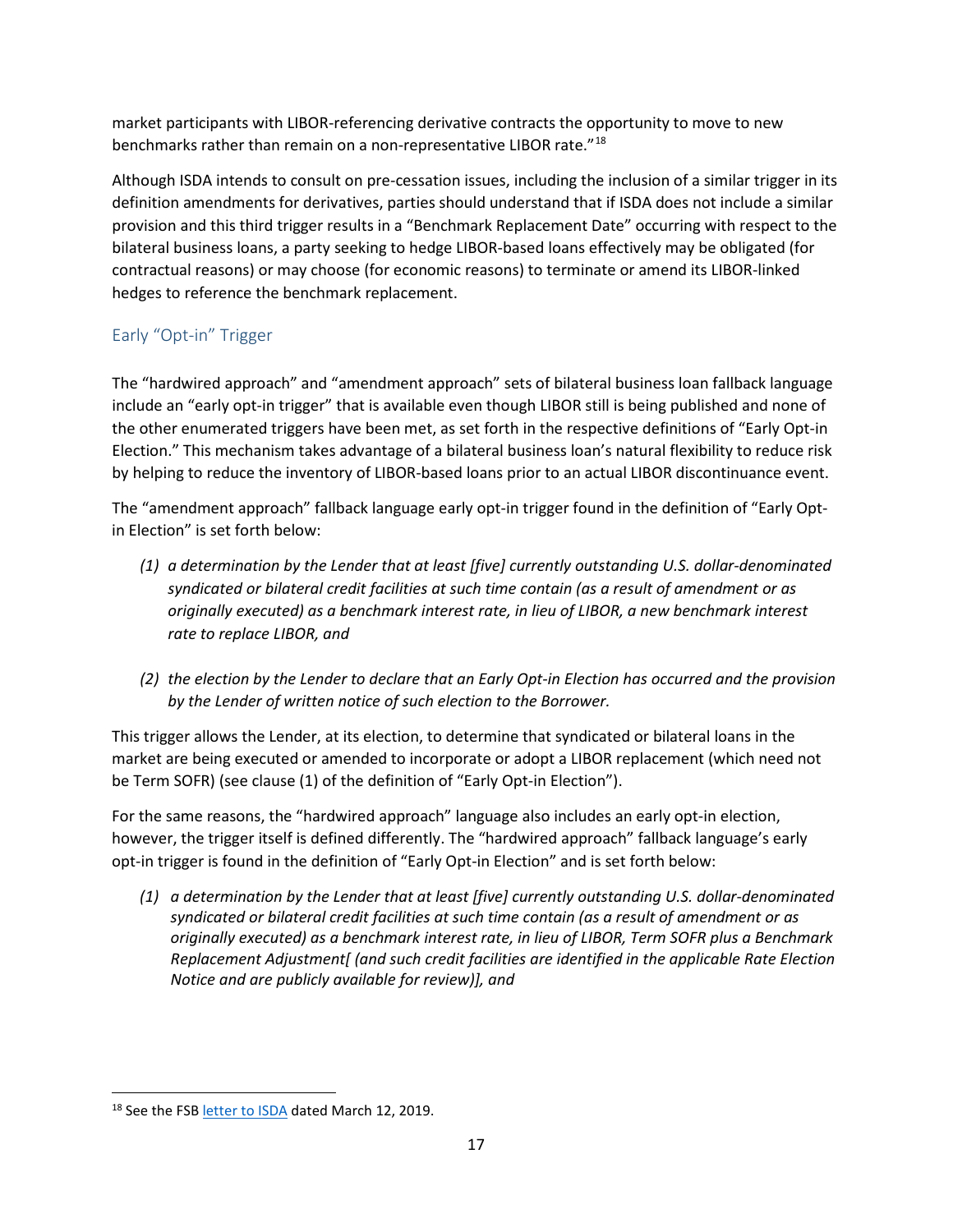market participants with LIBOR-referencing derivative contracts the opportunity to move to new benchmarks rather than remain on a non-representative LIBOR rate."[18]

Although ISDA intends to consult on pre-cessation issues, including the inclusion of a similar trigger in its definition amendments for derivatives, parties should understand that if ISDA does not include a similar provision and this third trigger results in a "Benchmark Replacement Date" occurring with respect to the bilateral business loans, a party seeking to hedge LIBOR-based loans effectively may be obligated (for contractual reasons) or may choose (for economic reasons) to terminate or amend its LIBOR-linked hedges to reference the benchmark replacement.

## Early "Opt-in" Trigger

The "hardwired approach" and "amendment approach" sets of bilateral business loan fallback language include an "early opt-in trigger" that is available even though LIBOR still is being published and none of the other enumerated triggers have been met, as set forth in the respective definitions of "Early Opt-in Election." This mechanism takes advantage of a bilateral business loan's natural flexibility to reduce risk by helping to reduce the inventory of LIBOR-based loans prior to an actual LIBOR discontinuance event.

The "amendment approach" fallback language early opt-in trigger found in the definition of "Early Opt-in Election" is set forth below:

- *(1) a determination by the Lender that at least [five] currently outstanding U.S. dollar-denominated syndicated or bilateral credit facilities at such time contain (as a result of amendment or as originally executed) as a benchmark interest rate, in lieu of LIBOR, a new benchmark interest rate to replace LIBOR, and*

- *(2) the election by the Lender to declare that an Early Opt-in Election has occurred and the provision by the Lender of written notice of such election to the Borrower.*

This trigger allows the Lender, at its election, to determine that syndicated or bilateral loans in the market are being executed or amended to incorporate or adopt a LIBOR replacement (which need not be Term SOFR) (see clause (1) of the definition of "Early Opt-in Election").

For the same reasons, the "hardwired approach" language also includes an early opt-in election, however, the trigger itself is defined differently. The "hardwired approach" fallback language's early opt-in trigger is found in the definition of "Early Opt-in Election" and is set forth below:

- *(1) a determination by the Lender that at least [five] currently outstanding U.S. dollar-denominated syndicated or bilateral credit facilities at such time contain (as a result of amendment or as originally executed) as a benchmark interest rate, in lieu of LIBOR, Term SOFR plus a Benchmark Replacement Adjustment[ (and such credit facilities are identified in the applicable Rate Election Notice and are publicly available for review)], and*

[18] See the FSB letter to ISDA dated March 12, 2019.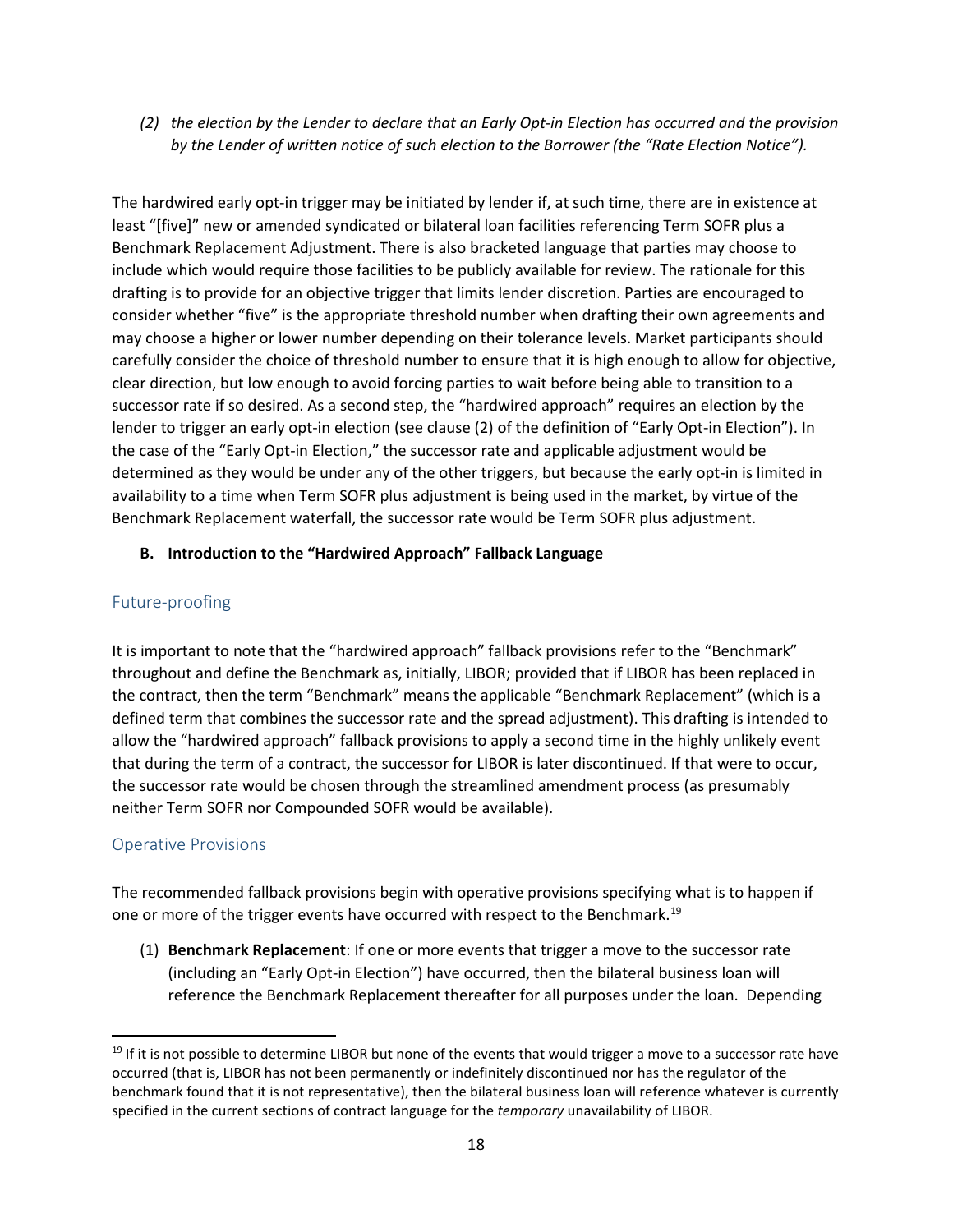*(2) the election by the Lender to declare that an Early Opt-in Election has occurred and the provision by the Lender of written notice of such election to the Borrower (the "Rate Election Notice").*

The hardwired early opt-in trigger may be initiated by lender if, at such time, there are in existence at least "[five]" new or amended syndicated or bilateral loan facilities referencing Term SOFR plus a Benchmark Replacement Adjustment. There is also bracketed language that parties may choose to include which would require those facilities to be publicly available for review. The rationale for this drafting is to provide for an objective trigger that limits lender discretion. Parties are encouraged to consider whether "five" is the appropriate threshold number when drafting their own agreements and may choose a higher or lower number depending on their tolerance levels. Market participants should carefully consider the choice of threshold number to ensure that it is high enough to allow for objective, clear direction, but low enough to avoid forcing parties to wait before being able to transition to a successor rate if so desired. As a second step, the "hardwired approach" requires an election by the lender to trigger an early opt-in election (see clause (2) of the definition of "Early Opt-in Election"). In the case of the "Early Opt-in Election," the successor rate and applicable adjustment would be determined as they would be under any of the other triggers, but because the early opt-in is limited in availability to a time when Term SOFR plus adjustment is being used in the market, by virtue of the Benchmark Replacement waterfall, the successor rate would be Term SOFR plus adjustment.

**B. Introduction to the "Hardwired Approach" Fallback Language**

### Future-proofing

It is important to note that the "hardwired approach" fallback provisions refer to the "Benchmark" throughout and define the Benchmark as, initially, LIBOR; provided that if LIBOR has been replaced in the contract, then the term "Benchmark" means the applicable "Benchmark Replacement" (which is a defined term that combines the successor rate and the spread adjustment). This drafting is intended to allow the "hardwired approach" fallback provisions to apply a second time in the highly unlikely event that during the term of a contract, the successor for LIBOR is later discontinued. If that were to occur, the successor rate would be chosen through the streamlined amendment process (as presumably neither Term SOFR nor Compounded SOFR would be available).

### Operative Provisions

The recommended fallback provisions begin with operative provisions specifying what is to happen if one or more of the trigger events have occurred with respect to the Benchmark.[19]

(1) **Benchmark Replacement**: If one or more events that trigger a move to the successor rate (including an "Early Opt-in Election") have occurred, then the bilateral business loan will reference the Benchmark Replacement thereafter for all purposes under the loan. Depending

[19] If it is not possible to determine LIBOR but none of the events that would trigger a move to a successor rate have occurred (that is, LIBOR has not been permanently or indefinitely discontinued nor has the regulator of the benchmark found that it is not representative), then the bilateral business loan will reference whatever is currently specified in the current sections of contract language for the *temporary* unavailability of LIBOR.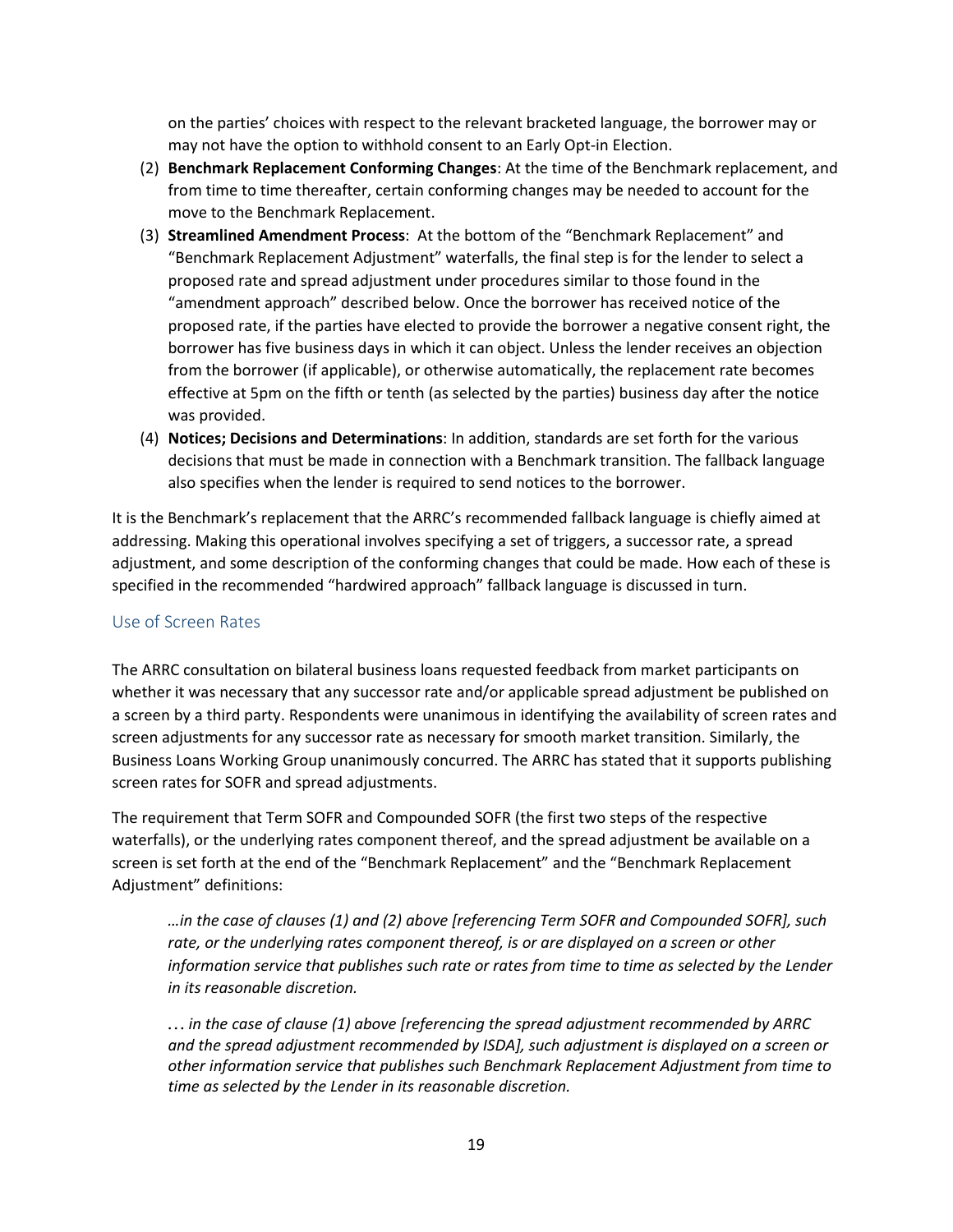on the parties' choices with respect to the relevant bracketed language, the borrower may or may not have the option to withhold consent to an Early Opt-in Election.

(2) **Benchmark Replacement Conforming Changes**: At the time of the Benchmark replacement, and from time to time thereafter, certain conforming changes may be needed to account for the move to the Benchmark Replacement.

(3) **Streamlined Amendment Process**: At the bottom of the "Benchmark Replacement" and "Benchmark Replacement Adjustment" waterfalls, the final step is for the lender to select a proposed rate and spread adjustment under procedures similar to those found in the "amendment approach" described below. Once the borrower has received notice of the proposed rate, if the parties have elected to provide the borrower a negative consent right, the borrower has five business days in which it can object. Unless the lender receives an objection from the borrower (if applicable), or otherwise automatically, the replacement rate becomes effective at 5pm on the fifth or tenth (as selected by the parties) business day after the notice was provided.

(4) **Notices; Decisions and Determinations**: In addition, standards are set forth for the various decisions that must be made in connection with a Benchmark transition. The fallback language also specifies when the lender is required to send notices to the borrower.

It is the Benchmark's replacement that the ARRC's recommended fallback language is chiefly aimed at addressing. Making this operational involves specifying a set of triggers, a successor rate, a spread adjustment, and some description of the conforming changes that could be made. How each of these is specified in the recommended "hardwired approach" fallback language is discussed in turn.

## Use of Screen Rates

The ARRC consultation on bilateral business loans requested feedback from market participants on whether it was necessary that any successor rate and/or applicable spread adjustment be published on a screen by a third party. Respondents were unanimous in identifying the availability of screen rates and screen adjustments for any successor rate as necessary for smooth market transition. Similarly, the Business Loans Working Group unanimously concurred. The ARRC has stated that it supports publishing screen rates for SOFR and spread adjustments.

The requirement that Term SOFR and Compounded SOFR (the first two steps of the respective waterfalls), or the underlying rates component thereof, and the spread adjustment be available on a screen is set forth at the end of the "Benchmark Replacement" and the "Benchmark Replacement Adjustment" definitions:

> *…in the case of clauses (1) and (2) above [referencing Term SOFR and Compounded SOFR], such rate, or the underlying rates component thereof, is or are displayed on a screen or other information service that publishes such rate or rates from time to time as selected by the Lender in its reasonable discretion.*

> … *in the case of clause (1) above [referencing the spread adjustment recommended by ARRC and the spread adjustment recommended by ISDA], such adjustment is displayed on a screen or other information service that publishes such Benchmark Replacement Adjustment from time to time as selected by the Lender in its reasonable discretion.*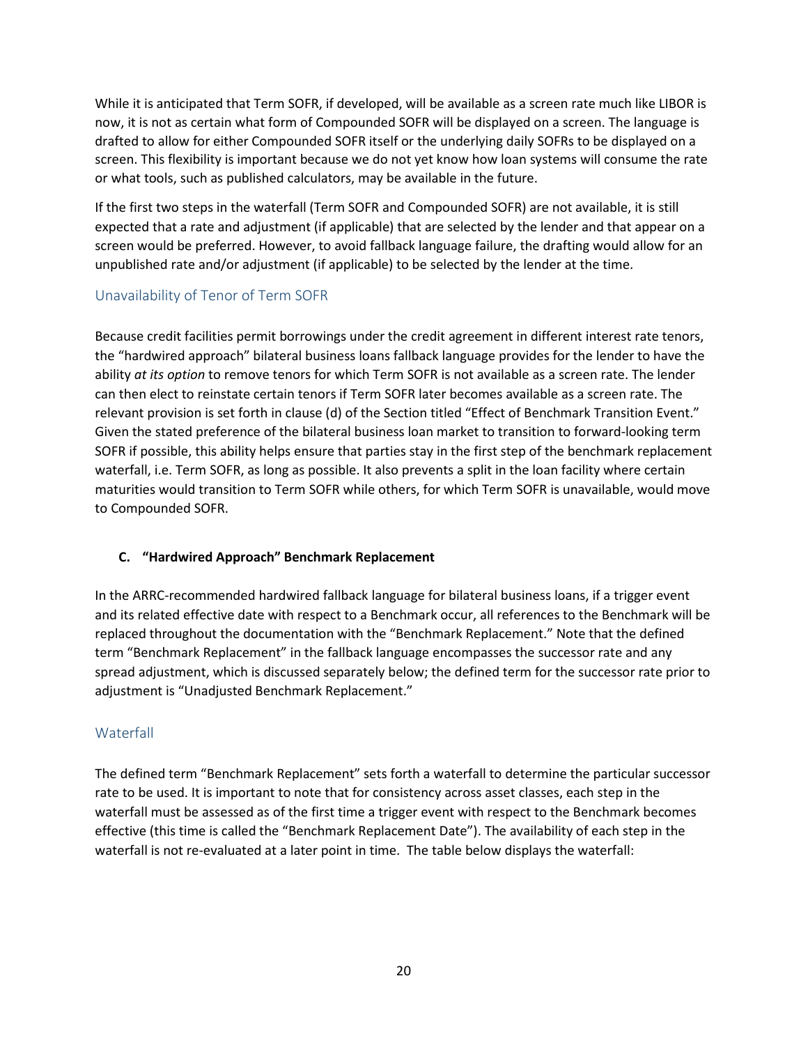While it is anticipated that Term SOFR, if developed, will be available as a screen rate much like LIBOR is now, it is not as certain what form of Compounded SOFR will be displayed on a screen. The language is drafted to allow for either Compounded SOFR itself or the underlying daily SOFRs to be displayed on a screen. This flexibility is important because we do not yet know how loan systems will consume the rate or what tools, such as published calculators, may be available in the future.

If the first two steps in the waterfall (Term SOFR and Compounded SOFR) are not available, it is still expected that a rate and adjustment (if applicable) that are selected by the lender and that appear on a screen would be preferred. However, to avoid fallback language failure, the drafting would allow for an unpublished rate and/or adjustment (if applicable) to be selected by the lender at the time.

### Unavailability of Tenor of Term SOFR

Because credit facilities permit borrowings under the credit agreement in different interest rate tenors, the "hardwired approach" bilateral business loans fallback language provides for the lender to have the ability *at its option* to remove tenors for which Term SOFR is not available as a screen rate. The lender can then elect to reinstate certain tenors if Term SOFR later becomes available as a screen rate. The relevant provision is set forth in clause (d) of the Section titled "Effect of Benchmark Transition Event." Given the stated preference of the bilateral business loan market to transition to forward-looking term SOFR if possible, this ability helps ensure that parties stay in the first step of the benchmark replacement waterfall, i.e. Term SOFR, as long as possible. It also prevents a split in the loan facility where certain maturities would transition to Term SOFR while others, for which Term SOFR is unavailable, would move to Compounded SOFR.

## C. "Hardwired Approach" Benchmark Replacement

In the ARRC-recommended hardwired fallback language for bilateral business loans, if a trigger event and its related effective date with respect to a Benchmark occur, all references to the Benchmark will be replaced throughout the documentation with the "Benchmark Replacement." Note that the defined term "Benchmark Replacement" in the fallback language encompasses the successor rate and any spread adjustment, which is discussed separately below; the defined term for the successor rate prior to adjustment is "Unadjusted Benchmark Replacement."

### Waterfall

The defined term "Benchmark Replacement" sets forth a waterfall to determine the particular successor rate to be used. It is important to note that for consistency across asset classes, each step in the waterfall must be assessed as of the first time a trigger event with respect to the Benchmark becomes effective (this time is called the "Benchmark Replacement Date"). The availability of each step in the waterfall is not re-evaluated at a later point in time. The table below displays the waterfall: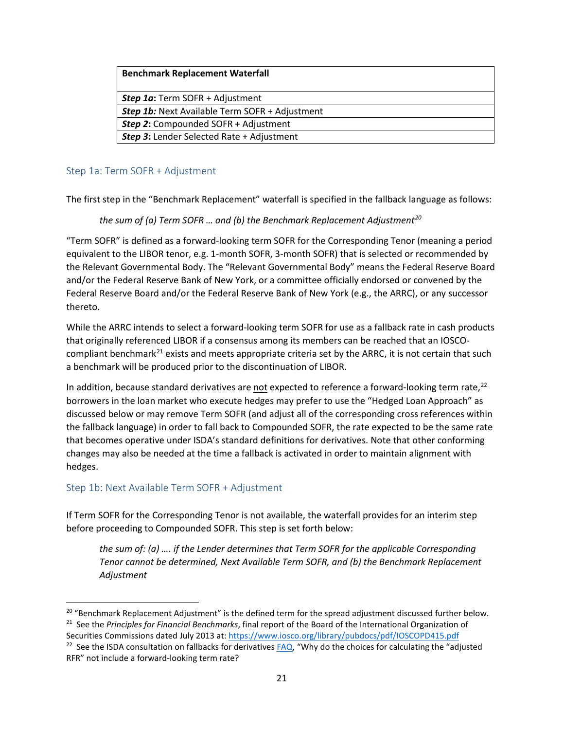| **Benchmark Replacement Waterfall** |
| --- |
| ***Step 1a*****:** Term SOFR + Adjustment |
| ***Step 1b:*** Next Available Term SOFR + Adjustment |
| ***Step 2*****:** Compounded SOFR + Adjustment |
| ***Step 3*****:** Lender Selected Rate + Adjustment |

### Step 1a: Term SOFR + Adjustment

The first step in the "Benchmark Replacement" waterfall is specified in the fallback language as follows:

> *the sum of (a) Term SOFR … and (b) the Benchmark Replacement Adjustment*[20]

"Term SOFR" is defined as a forward-looking term SOFR for the Corresponding Tenor (meaning a period equivalent to the LIBOR tenor, e.g. 1-month SOFR, 3-month SOFR) that is selected or recommended by the Relevant Governmental Body. The "Relevant Governmental Body" means the Federal Reserve Board and/or the Federal Reserve Bank of New York, or a committee officially endorsed or convened by the Federal Reserve Board and/or the Federal Reserve Bank of New York (e.g., the ARRC), or any successor thereto.

While the ARRC intends to select a forward-looking term SOFR for use as a fallback rate in cash products that originally referenced LIBOR if a consensus among its members can be reached that an IOSCO-compliant benchmark[21] exists and meets appropriate criteria set by the ARRC, it is not certain that such a benchmark will be produced prior to the discontinuation of LIBOR.

In addition, because standard derivatives are <u>not</u> expected to reference a forward-looking term rate,[22] borrowers in the loan market who execute hedges may prefer to use the "Hedged Loan Approach" as discussed below or may remove Term SOFR (and adjust all of the corresponding cross references within the fallback language) in order to fall back to Compounded SOFR, the rate expected to be the same rate that becomes operative under ISDA's standard definitions for derivatives. Note that other conforming changes may also be needed at the time a fallback is activated in order to maintain alignment with hedges.

### Step 1b: Next Available Term SOFR + Adjustment

If Term SOFR for the Corresponding Tenor is not available, the waterfall provides for an interim step before proceeding to Compounded SOFR. This step is set forth below:

> *the sum of: (a) …. if the Lender determines that Term SOFR for the applicable Corresponding Tenor cannot be determined, Next Available Term SOFR, and (b) the Benchmark Replacement Adjustment*

---

[20] "Benchmark Replacement Adjustment" is the defined term for the spread adjustment discussed further below.

[21] See the *Principles for Financial Benchmarks*, final report of the Board of the International Organization of Securities Commissions dated July 2013 at: https://www.iosco.org/library/pubdocs/pdf/IOSCOPD415.pdf

[22] See the ISDA consultation on fallbacks for derivatives [FAQ](FAQ), "Why do the choices for calculating the "adjusted RFR" not include a forward-looking term rate?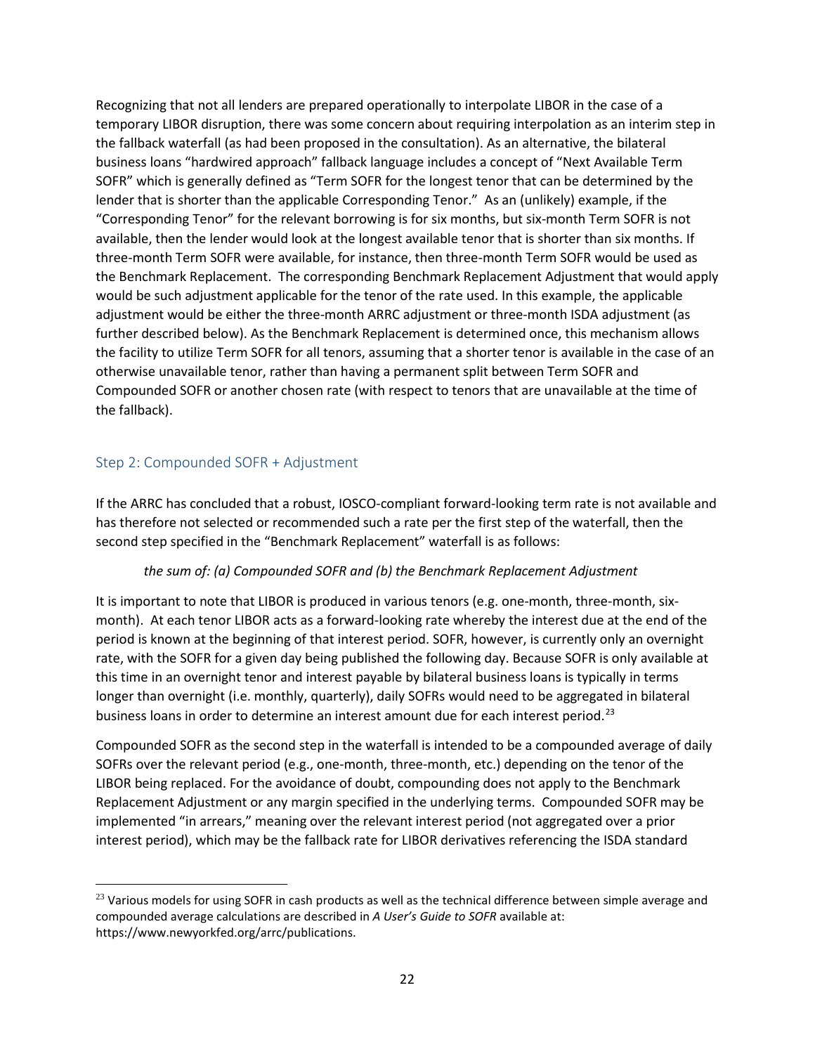Recognizing that not all lenders are prepared operationally to interpolate LIBOR in the case of a temporary LIBOR disruption, there was some concern about requiring interpolation as an interim step in the fallback waterfall (as had been proposed in the consultation). As an alternative, the bilateral business loans "hardwired approach" fallback language includes a concept of "Next Available Term SOFR" which is generally defined as "Term SOFR for the longest tenor that can be determined by the lender that is shorter than the applicable Corresponding Tenor." As an (unlikely) example, if the "Corresponding Tenor" for the relevant borrowing is for six months, but six-month Term SOFR is not available, then the lender would look at the longest available tenor that is shorter than six months. If three-month Term SOFR were available, for instance, then three-month Term SOFR would be used as the Benchmark Replacement. The corresponding Benchmark Replacement Adjustment that would apply would be such adjustment applicable for the tenor of the rate used. In this example, the applicable adjustment would be either the three-month ARRC adjustment or three-month ISDA adjustment (as further described below). As the Benchmark Replacement is determined once, this mechanism allows the facility to utilize Term SOFR for all tenors, assuming that a shorter tenor is available in the case of an otherwise unavailable tenor, rather than having a permanent split between Term SOFR and Compounded SOFR or another chosen rate (with respect to tenors that are unavailable at the time of the fallback).

### Step 2: Compounded SOFR + Adjustment

If the ARRC has concluded that a robust, IOSCO-compliant forward-looking term rate is not available and has therefore not selected or recommended such a rate per the first step of the waterfall, then the second step specified in the "Benchmark Replacement" waterfall is as follows:

> *the sum of: (a) Compounded SOFR and (b) the Benchmark Replacement Adjustment*

It is important to note that LIBOR is produced in various tenors (e.g. one-month, three-month, six-month). At each tenor LIBOR acts as a forward-looking rate whereby the interest due at the end of the period is known at the beginning of that interest period. SOFR, however, is currently only an overnight rate, with the SOFR for a given day being published the following day. Because SOFR is only available at this time in an overnight tenor and interest payable by bilateral business loans is typically in terms longer than overnight (i.e. monthly, quarterly), daily SOFRs would need to be aggregated in bilateral business loans in order to determine an interest amount due for each interest period.[23]

Compounded SOFR as the second step in the waterfall is intended to be a compounded average of daily SOFRs over the relevant period (e.g., one-month, three-month, etc.) depending on the tenor of the LIBOR being replaced. For the avoidance of doubt, compounding does not apply to the Benchmark Replacement Adjustment or any margin specified in the underlying terms. Compounded SOFR may be implemented "in arrears," meaning over the relevant interest period (not aggregated over a prior interest period), which may be the fallback rate for LIBOR derivatives referencing the ISDA standard

---

[23] Various models for using SOFR in cash products as well as the technical difference between simple average and compounded average calculations are described in *A User's Guide to SOFR* available at: https://www.newyorkfed.org/arrc/publications.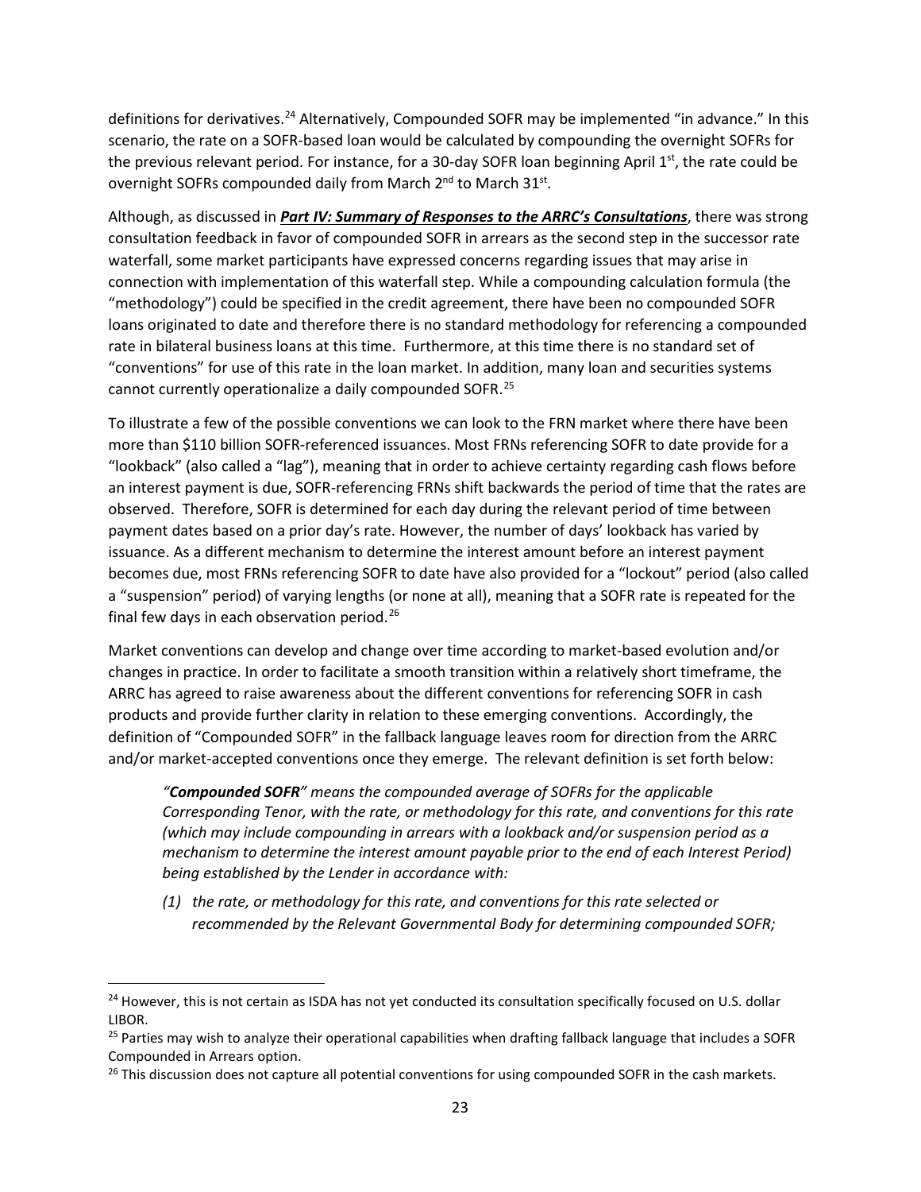definitions for derivatives.[24] Alternatively, Compounded SOFR may be implemented "in advance." In this scenario, the rate on a SOFR-based loan would be calculated by compounding the overnight SOFRs for the previous relevant period. For instance, for a 30-day SOFR loan beginning April 1st, the rate could be overnight SOFRs compounded daily from March 2nd to March 31st.

Although, as discussed in ***Part IV: Summary of Responses to the ARRC's Consultations***, there was strong consultation feedback in favor of compounded SOFR in arrears as the second step in the successor rate waterfall, some market participants have expressed concerns regarding issues that may arise in connection with implementation of this waterfall step. While a compounding calculation formula (the "methodology") could be specified in the credit agreement, there have been no compounded SOFR loans originated to date and therefore there is no standard methodology for referencing a compounded rate in bilateral business loans at this time. Furthermore, at this time there is no standard set of "conventions" for use of this rate in the loan market. In addition, many loan and securities systems cannot currently operationalize a daily compounded SOFR.[25]

To illustrate a few of the possible conventions we can look to the FRN market where there have been more than $110 billion SOFR-referenced issuances. Most FRNs referencing SOFR to date provide for a "lookback" (also called a "lag"), meaning that in order to achieve certainty regarding cash flows before an interest payment is due, SOFR-referencing FRNs shift backwards the period of time that the rates are observed. Therefore, SOFR is determined for each day during the relevant period of time between payment dates based on a prior day's rate. However, the number of days' lookback has varied by issuance. As a different mechanism to determine the interest amount before an interest payment becomes due, most FRNs referencing SOFR to date have also provided for a "lockout" period (also called a "suspension" period) of varying lengths (or none at all), meaning that a SOFR rate is repeated for the final few days in each observation period.[26]

Market conventions can develop and change over time according to market-based evolution and/or changes in practice. In order to facilitate a smooth transition within a relatively short timeframe, the ARRC has agreed to raise awareness about the different conventions for referencing SOFR in cash products and provide further clarity in relation to these emerging conventions. Accordingly, the definition of "Compounded SOFR" in the fallback language leaves room for direction from the ARRC and/or market-accepted conventions once they emerge. The relevant definition is set forth below:

> *"**Compounded SOFR**" means the compounded average of SOFRs for the applicable Corresponding Tenor, with the rate, or methodology for this rate, and conventions for this rate (which may include compounding in arrears with a lookback and/or suspension period as a mechanism to determine the interest amount payable prior to the end of each Interest Period) being established by the Lender in accordance with:*
>
> *(1) the rate, or methodology for this rate, and conventions for this rate selected or recommended by the Relevant Governmental Body for determining compounded SOFR;*

---

[24] However, this is not certain as ISDA has not yet conducted its consultation specifically focused on U.S. dollar LIBOR.

[25] Parties may wish to analyze their operational capabilities when drafting fallback language that includes a SOFR Compounded in Arrears option.

[26] This discussion does not capture all potential conventions for using compounded SOFR in the cash markets.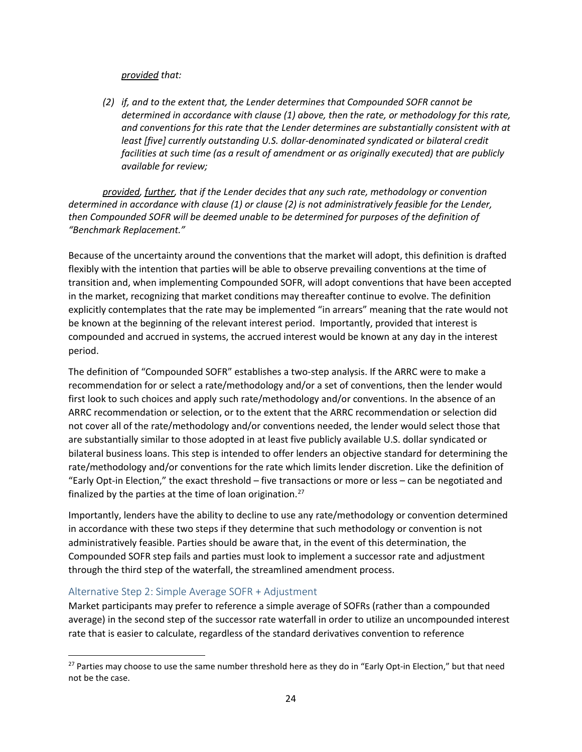*<u>provided</u> that:*

*(2) if, and to the extent that, the Lender determines that Compounded SOFR cannot be determined in accordance with clause (1) above, then the rate, or methodology for this rate, and conventions for this rate that the Lender determines are substantially consistent with at least [five] currently outstanding U.S. dollar-denominated syndicated or bilateral credit facilities at such time (as a result of amendment or as originally executed) that are publicly available for review;*

*<u>provided</u>, <u>further</u>, that if the Lender decides that any such rate, methodology or convention determined in accordance with clause (1) or clause (2) is not administratively feasible for the Lender, then Compounded SOFR will be deemed unable to be determined for purposes of the definition of "Benchmark Replacement."*

Because of the uncertainty around the conventions that the market will adopt, this definition is drafted flexibly with the intention that parties will be able to observe prevailing conventions at the time of transition and, when implementing Compounded SOFR, will adopt conventions that have been accepted in the market, recognizing that market conditions may thereafter continue to evolve. The definition explicitly contemplates that the rate may be implemented "in arrears" meaning that the rate would not be known at the beginning of the relevant interest period. Importantly, provided that interest is compounded and accrued in systems, the accrued interest would be known at any day in the interest period.

The definition of "Compounded SOFR" establishes a two-step analysis. If the ARRC were to make a recommendation for or select a rate/methodology and/or a set of conventions, then the lender would first look to such choices and apply such rate/methodology and/or conventions. In the absence of an ARRC recommendation or selection, or to the extent that the ARRC recommendation or selection did not cover all of the rate/methodology and/or conventions needed, the lender would select those that are substantially similar to those adopted in at least five publicly available U.S. dollar syndicated or bilateral business loans. This step is intended to offer lenders an objective standard for determining the rate/methodology and/or conventions for the rate which limits lender discretion. Like the definition of "Early Opt-in Election," the exact threshold – five transactions or more or less – can be negotiated and finalized by the parties at the time of loan origination.[27]

Importantly, lenders have the ability to decline to use any rate/methodology or convention determined in accordance with these two steps if they determine that such methodology or convention is not administratively feasible. Parties should be aware that, in the event of this determination, the Compounded SOFR step fails and parties must look to implement a successor rate and adjustment through the third step of the waterfall, the streamlined amendment process.

### Alternative Step 2: Simple Average SOFR + Adjustment

Market participants may prefer to reference a simple average of SOFRs (rather than a compounded average) in the second step of the successor rate waterfall in order to utilize an uncompounded interest rate that is easier to calculate, regardless of the standard derivatives convention to reference

---

[27] Parties may choose to use the same number threshold here as they do in "Early Opt-in Election," but that need not be the case.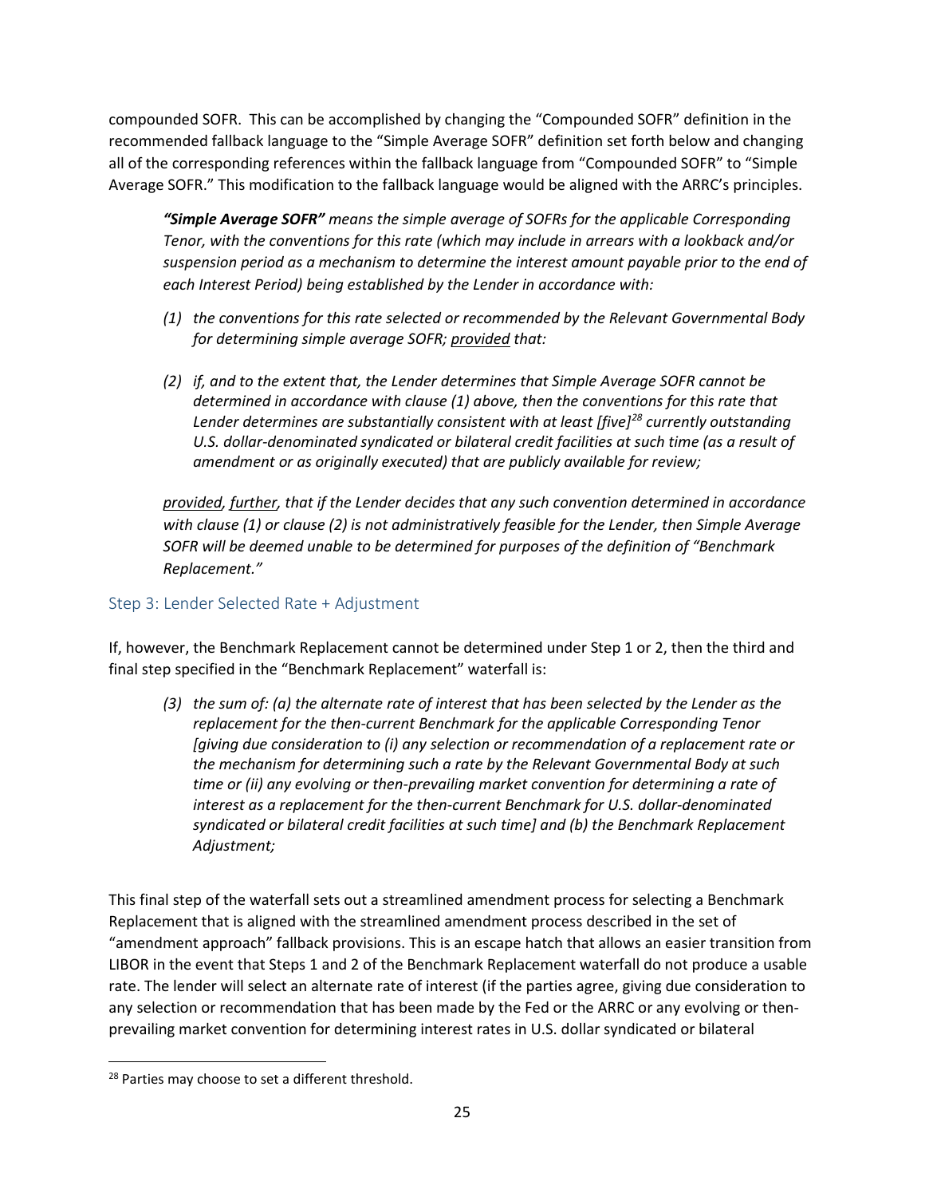compounded SOFR. This can be accomplished by changing the "Compounded SOFR" definition in the recommended fallback language to the "Simple Average SOFR" definition set forth below and changing all of the corresponding references within the fallback language from "Compounded SOFR" to "Simple Average SOFR." This modification to the fallback language would be aligned with the ARRC's principles.

> ***"Simple Average SOFR"*** *means the simple average of SOFRs for the applicable Corresponding Tenor, with the conventions for this rate (which may include in arrears with a lookback and/or suspension period as a mechanism to determine the interest amount payable prior to the end of each Interest Period) being established by the Lender in accordance with:*
>
> *(1) the conventions for this rate selected or recommended by the Relevant Governmental Body for determining simple average SOFR; <u>provided</u> that:*
>
> *(2) if, and to the extent that, the Lender determines that Simple Average SOFR cannot be determined in accordance with clause (1) above, then the conventions for this rate that Lender determines are substantially consistent with at least [five][28] currently outstanding U.S. dollar-denominated syndicated or bilateral credit facilities at such time (as a result of amendment or as originally executed) that are publicly available for review;*
>
> *<u>provided</u>, <u>further</u>, that if the Lender decides that any such convention determined in accordance with clause (1) or clause (2) is not administratively feasible for the Lender, then Simple Average SOFR will be deemed unable to be determined for purposes of the definition of "Benchmark Replacement."*

## Step 3: Lender Selected Rate + Adjustment

If, however, the Benchmark Replacement cannot be determined under Step 1 or 2, then the third and final step specified in the "Benchmark Replacement" waterfall is:

> *(3) the sum of: (a) the alternate rate of interest that has been selected by the Lender as the replacement for the then-current Benchmark for the applicable Corresponding Tenor [giving due consideration to (i) any selection or recommendation of a replacement rate or the mechanism for determining such a rate by the Relevant Governmental Body at such time or (ii) any evolving or then-prevailing market convention for determining a rate of interest as a replacement for the then-current Benchmark for U.S. dollar-denominated syndicated or bilateral credit facilities at such time] and (b) the Benchmark Replacement Adjustment;*

This final step of the waterfall sets out a streamlined amendment process for selecting a Benchmark Replacement that is aligned with the streamlined amendment process described in the set of "amendment approach" fallback provisions. This is an escape hatch that allows an easier transition from LIBOR in the event that Steps 1 and 2 of the Benchmark Replacement waterfall do not produce a usable rate. The lender will select an alternate rate of interest (if the parties agree, giving due consideration to any selection or recommendation that has been made by the Fed or the ARRC or any evolving or then-prevailing market convention for determining interest rates in U.S. dollar syndicated or bilateral

---

[28] Parties may choose to set a different threshold.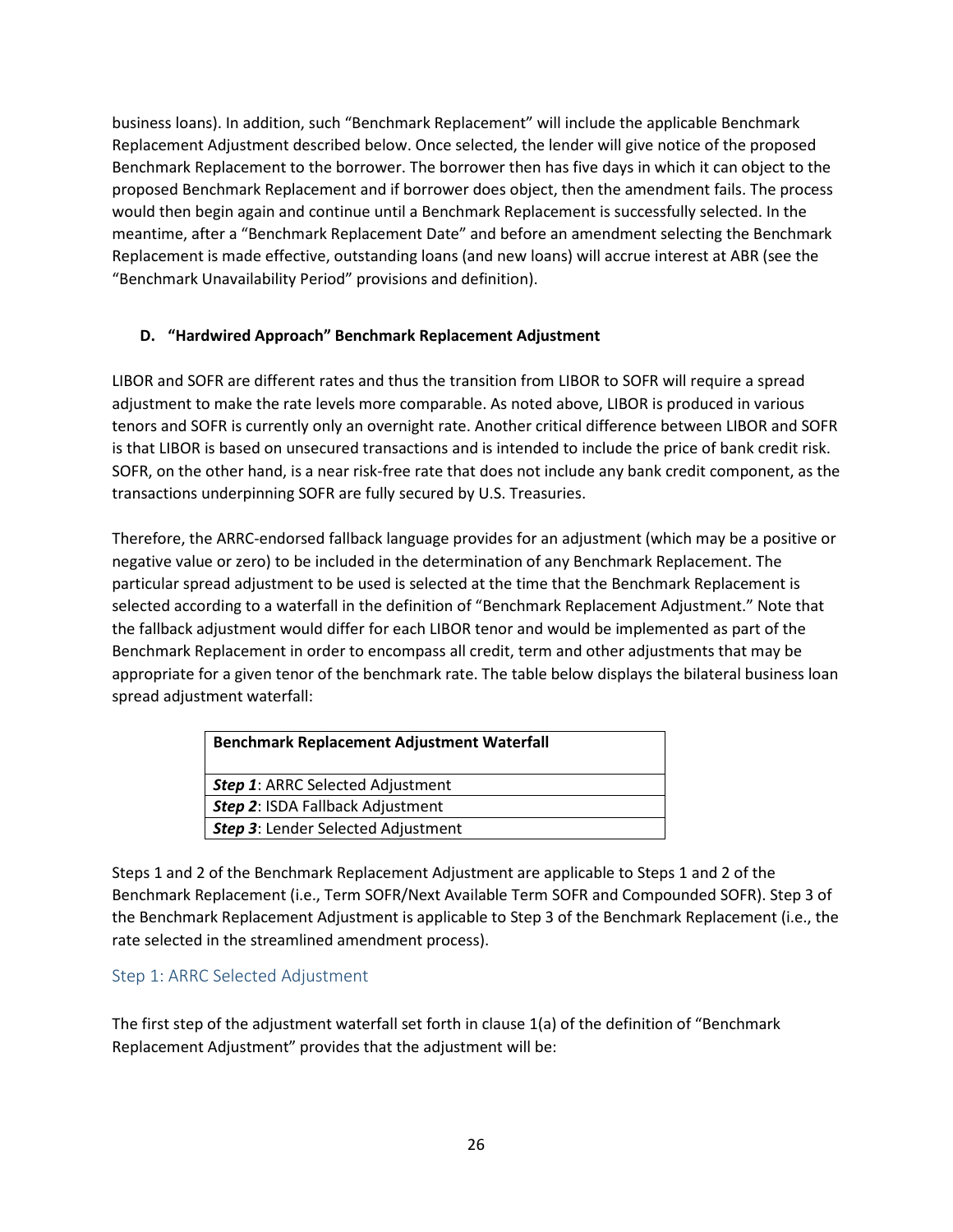business loans). In addition, such "Benchmark Replacement" will include the applicable Benchmark Replacement Adjustment described below. Once selected, the lender will give notice of the proposed Benchmark Replacement to the borrower. The borrower then has five days in which it can object to the proposed Benchmark Replacement and if borrower does object, then the amendment fails. The process would then begin again and continue until a Benchmark Replacement is successfully selected. In the meantime, after a "Benchmark Replacement Date" and before an amendment selecting the Benchmark Replacement is made effective, outstanding loans (and new loans) will accrue interest at ABR (see the "Benchmark Unavailability Period" provisions and definition).

### D. "Hardwired Approach" Benchmark Replacement Adjustment

LIBOR and SOFR are different rates and thus the transition from LIBOR to SOFR will require a spread adjustment to make the rate levels more comparable. As noted above, LIBOR is produced in various tenors and SOFR is currently only an overnight rate. Another critical difference between LIBOR and SOFR is that LIBOR is based on unsecured transactions and is intended to include the price of bank credit risk. SOFR, on the other hand, is a near risk-free rate that does not include any bank credit component, as the transactions underpinning SOFR are fully secured by U.S. Treasuries.

Therefore, the ARRC-endorsed fallback language provides for an adjustment (which may be a positive or negative value or zero) to be included in the determination of any Benchmark Replacement. The particular spread adjustment to be used is selected at the time that the Benchmark Replacement is selected according to a waterfall in the definition of "Benchmark Replacement Adjustment." Note that the fallback adjustment would differ for each LIBOR tenor and would be implemented as part of the Benchmark Replacement in order to encompass all credit, term and other adjustments that may be appropriate for a given tenor of the benchmark rate. The table below displays the bilateral business loan spread adjustment waterfall:

| **Benchmark Replacement Adjustment Waterfall** |
|---|
| ***Step 1***: ARRC Selected Adjustment |
| ***Step 2***: ISDA Fallback Adjustment |
| ***Step 3***: Lender Selected Adjustment |

Steps 1 and 2 of the Benchmark Replacement Adjustment are applicable to Steps 1 and 2 of the Benchmark Replacement (i.e., Term SOFR/Next Available Term SOFR and Compounded SOFR). Step 3 of the Benchmark Replacement Adjustment is applicable to Step 3 of the Benchmark Replacement (i.e., the rate selected in the streamlined amendment process).

#### Step 1: ARRC Selected Adjustment

The first step of the adjustment waterfall set forth in clause 1(a) of the definition of "Benchmark Replacement Adjustment" provides that the adjustment will be: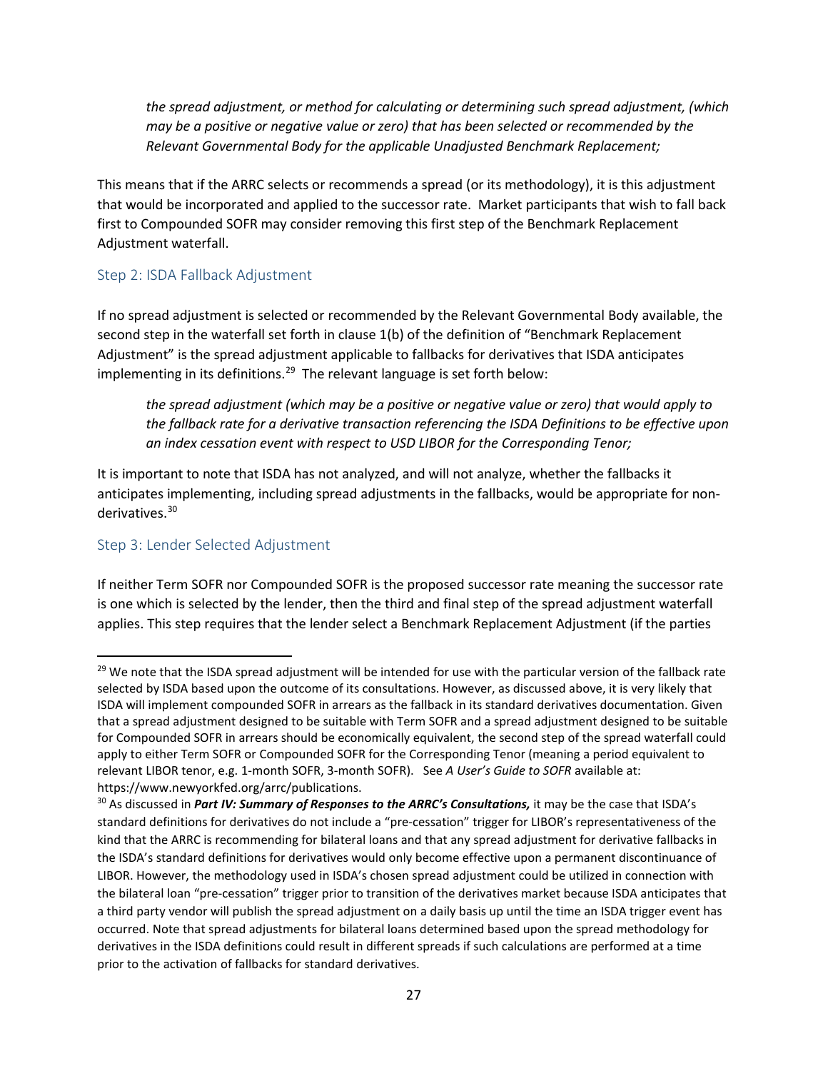*the spread adjustment, or method for calculating or determining such spread adjustment, (which may be a positive or negative value or zero) that has been selected or recommended by the Relevant Governmental Body for the applicable Unadjusted Benchmark Replacement;*

This means that if the ARRC selects or recommends a spread (or its methodology), it is this adjustment that would be incorporated and applied to the successor rate. Market participants that wish to fall back first to Compounded SOFR may consider removing this first step of the Benchmark Replacement Adjustment waterfall.

### Step 2: ISDA Fallback Adjustment

If no spread adjustment is selected or recommended by the Relevant Governmental Body available, the second step in the waterfall set forth in clause 1(b) of the definition of "Benchmark Replacement Adjustment" is the spread adjustment applicable to fallbacks for derivatives that ISDA anticipates implementing in its definitions.[29] The relevant language is set forth below:

*the spread adjustment (which may be a positive or negative value or zero) that would apply to the fallback rate for a derivative transaction referencing the ISDA Definitions to be effective upon an index cessation event with respect to USD LIBOR for the Corresponding Tenor;*

It is important to note that ISDA has not analyzed, and will not analyze, whether the fallbacks it anticipates implementing, including spread adjustments in the fallbacks, would be appropriate for non-derivatives.[30]

### Step 3: Lender Selected Adjustment

If neither Term SOFR nor Compounded SOFR is the proposed successor rate meaning the successor rate is one which is selected by the lender, then the third and final step of the spread adjustment waterfall applies. This step requires that the lender select a Benchmark Replacement Adjustment (if the parties

---

[29] We note that the ISDA spread adjustment will be intended for use with the particular version of the fallback rate selected by ISDA based upon the outcome of its consultations. However, as discussed above, it is very likely that ISDA will implement compounded SOFR in arrears as the fallback in its standard derivatives documentation. Given that a spread adjustment designed to be suitable with Term SOFR and a spread adjustment designed to be suitable for Compounded SOFR in arrears should be economically equivalent, the second step of the spread waterfall could apply to either Term SOFR or Compounded SOFR for the Corresponding Tenor (meaning a period equivalent to relevant LIBOR tenor, e.g. 1-month SOFR, 3-month SOFR). See *A User's Guide to SOFR* available at: https://www.newyorkfed.org/arrc/publications.

[30] As discussed in ***Part IV: Summary of Responses to the ARRC's Consultations,*** it may be the case that ISDA's standard definitions for derivatives do not include a "pre-cessation" trigger for LIBOR's representativeness of the kind that the ARRC is recommending for bilateral loans and that any spread adjustment for derivative fallbacks in the ISDA's standard definitions for derivatives would only become effective upon a permanent discontinuance of LIBOR. However, the methodology used in ISDA's chosen spread adjustment could be utilized in connection with the bilateral loan "pre-cessation" trigger prior to transition of the derivatives market because ISDA anticipates that a third party vendor will publish the spread adjustment on a daily basis up until the time an ISDA trigger event has occurred. Note that spread adjustments for bilateral loans determined based upon the spread methodology for derivatives in the ISDA definitions could result in different spreads if such calculations are performed at a time prior to the activation of fallbacks for standard derivatives.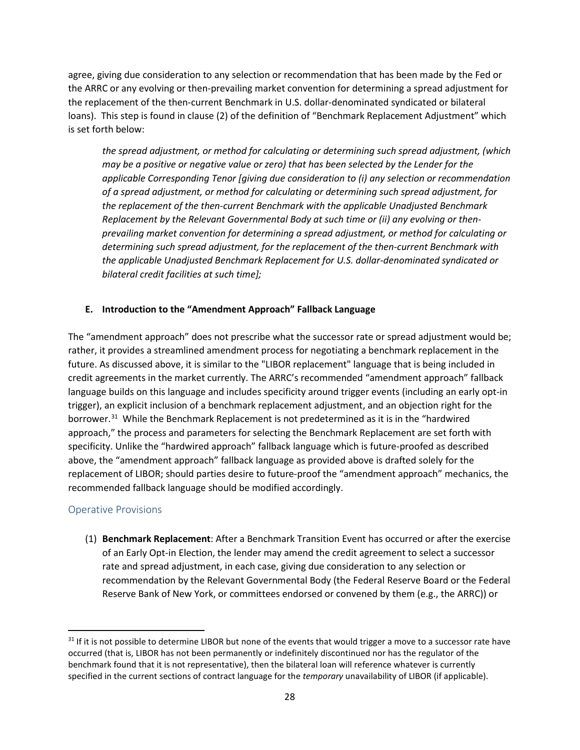agree, giving due consideration to any selection or recommendation that has been made by the Fed or the ARRC or any evolving or then-prevailing market convention for determining a spread adjustment for the replacement of the then-current Benchmark in U.S. dollar-denominated syndicated or bilateral loans). This step is found in clause (2) of the definition of "Benchmark Replacement Adjustment" which is set forth below:

> *the spread adjustment, or method for calculating or determining such spread adjustment, (which may be a positive or negative value or zero) that has been selected by the Lender for the applicable Corresponding Tenor [giving due consideration to (i) any selection or recommendation of a spread adjustment, or method for calculating or determining such spread adjustment, for the replacement of the then-current Benchmark with the applicable Unadjusted Benchmark Replacement by the Relevant Governmental Body at such time or (ii) any evolving or then-prevailing market convention for determining a spread adjustment, or method for calculating or determining such spread adjustment, for the replacement of the then-current Benchmark with the applicable Unadjusted Benchmark Replacement for U.S. dollar-denominated syndicated or bilateral credit facilities at such time];*

### E. Introduction to the "Amendment Approach" Fallback Language

The "amendment approach" does not prescribe what the successor rate or spread adjustment would be; rather, it provides a streamlined amendment process for negotiating a benchmark replacement in the future. As discussed above, it is similar to the "LIBOR replacement" language that is being included in credit agreements in the market currently. The ARRC's recommended "amendment approach" fallback language builds on this language and includes specificity around trigger events (including an early opt-in trigger), an explicit inclusion of a benchmark replacement adjustment, and an objection right for the borrower.[31] While the Benchmark Replacement is not predetermined as it is in the "hardwired approach," the process and parameters for selecting the Benchmark Replacement are set forth with specificity. Unlike the "hardwired approach" fallback language which is future-proofed as described above, the "amendment approach" fallback language as provided above is drafted solely for the replacement of LIBOR; should parties desire to future-proof the "amendment approach" mechanics, the recommended fallback language should be modified accordingly.

#### Operative Provisions

(1) **Benchmark Replacement**: After a Benchmark Transition Event has occurred or after the exercise of an Early Opt-in Election, the lender may amend the credit agreement to select a successor rate and spread adjustment, in each case, giving due consideration to any selection or recommendation by the Relevant Governmental Body (the Federal Reserve Board or the Federal Reserve Bank of New York, or committees endorsed or convened by them (e.g., the ARRC)) or

[31] If it is not possible to determine LIBOR but none of the events that would trigger a move to a successor rate have occurred (that is, LIBOR has not been permanently or indefinitely discontinued nor has the regulator of the benchmark found that it is not representative), then the bilateral loan will reference whatever is currently specified in the current sections of contract language for the *temporary* unavailability of LIBOR (if applicable).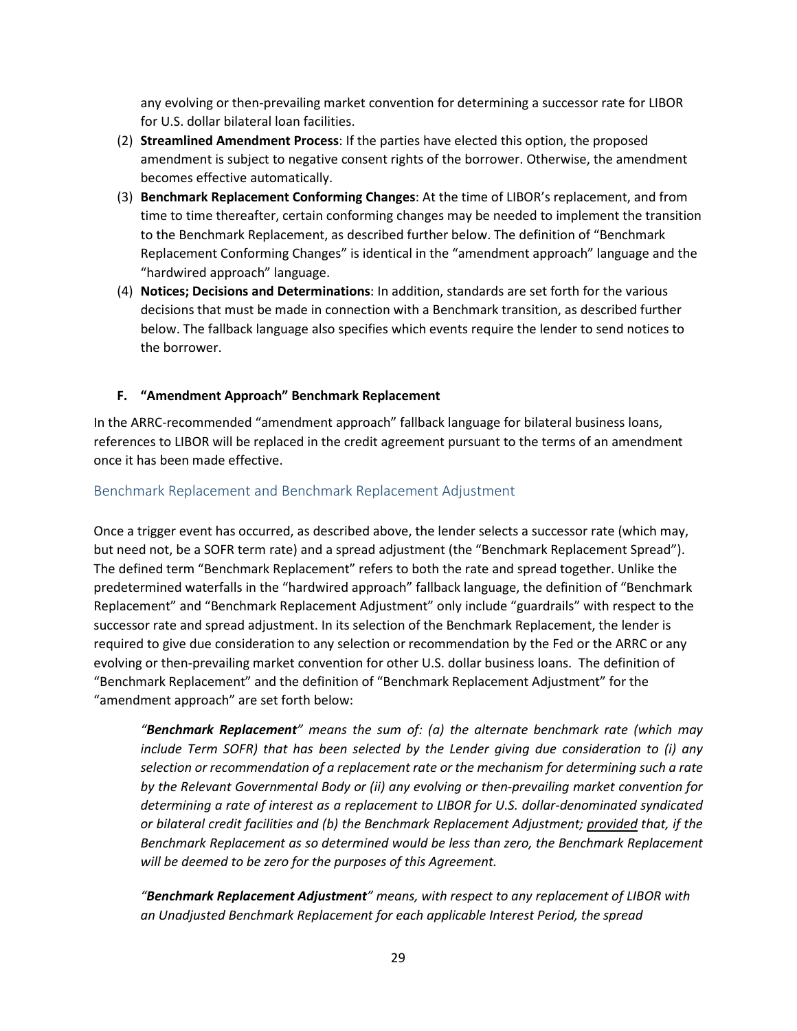any evolving or then-prevailing market convention for determining a successor rate for LIBOR for U.S. dollar bilateral loan facilities.

(2) **Streamlined Amendment Process**: If the parties have elected this option, the proposed amendment is subject to negative consent rights of the borrower. Otherwise, the amendment becomes effective automatically.

(3) **Benchmark Replacement Conforming Changes**: At the time of LIBOR's replacement, and from time to time thereafter, certain conforming changes may be needed to implement the transition to the Benchmark Replacement, as described further below. The definition of "Benchmark Replacement Conforming Changes" is identical in the "amendment approach" language and the "hardwired approach" language.

(4) **Notices; Decisions and Determinations**: In addition, standards are set forth for the various decisions that must be made in connection with a Benchmark transition, as described further below. The fallback language also specifies which events require the lender to send notices to the borrower.

### F. "Amendment Approach" Benchmark Replacement

In the ARRC-recommended "amendment approach" fallback language for bilateral business loans, references to LIBOR will be replaced in the credit agreement pursuant to the terms of an amendment once it has been made effective.

#### Benchmark Replacement and Benchmark Replacement Adjustment

Once a trigger event has occurred, as described above, the lender selects a successor rate (which may, but need not, be a SOFR term rate) and a spread adjustment (the "Benchmark Replacement Spread"). The defined term "Benchmark Replacement" refers to both the rate and spread together. Unlike the predetermined waterfalls in the "hardwired approach" fallback language, the definition of "Benchmark Replacement" and "Benchmark Replacement Adjustment" only include "guardrails" with respect to the successor rate and spread adjustment. In its selection of the Benchmark Replacement, the lender is required to give due consideration to any selection or recommendation by the Fed or the ARRC or any evolving or then-prevailing market convention for other U.S. dollar business loans. The definition of "Benchmark Replacement" and the definition of "Benchmark Replacement Adjustment" for the "amendment approach" are set forth below:

> *"**Benchmark Replacement**" means the sum of: (a) the alternate benchmark rate (which may include Term SOFR) that has been selected by the Lender giving due consideration to (i) any selection or recommendation of a replacement rate or the mechanism for determining such a rate by the Relevant Governmental Body or (ii) any evolving or then-prevailing market convention for determining a rate of interest as a replacement to LIBOR for U.S. dollar-denominated syndicated or bilateral credit facilities and (b) the Benchmark Replacement Adjustment; <u>provided</u> that, if the Benchmark Replacement as so determined would be less than zero, the Benchmark Replacement will be deemed to be zero for the purposes of this Agreement.*
>
> *"**Benchmark Replacement Adjustment**" means, with respect to any replacement of LIBOR with an Unadjusted Benchmark Replacement for each applicable Interest Period, the spread*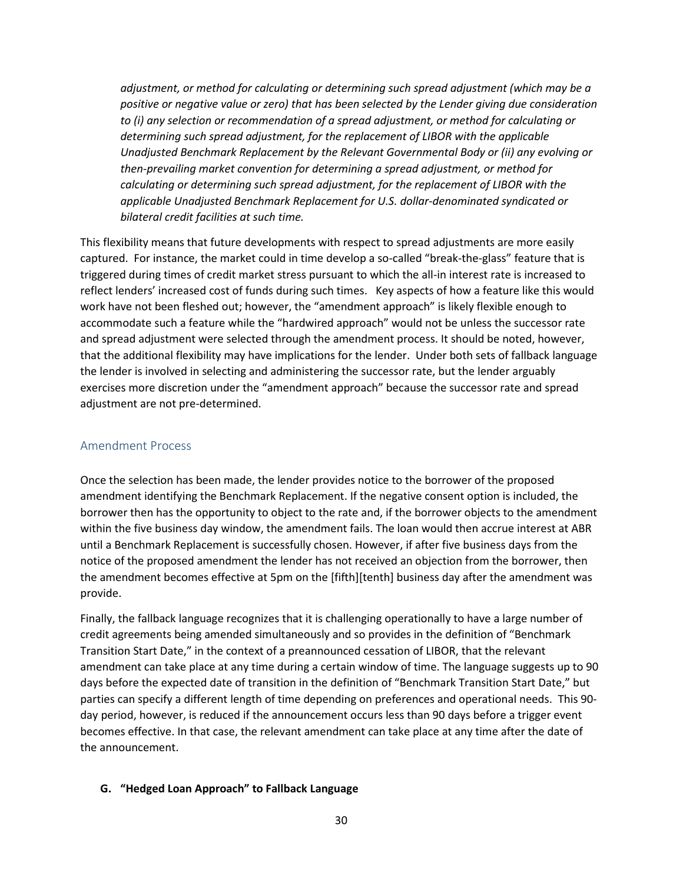*adjustment, or method for calculating or determining such spread adjustment (which may be a positive or negative value or zero) that has been selected by the Lender giving due consideration to (i) any selection or recommendation of a spread adjustment, or method for calculating or determining such spread adjustment, for the replacement of LIBOR with the applicable Unadjusted Benchmark Replacement by the Relevant Governmental Body or (ii) any evolving or then-prevailing market convention for determining a spread adjustment, or method for calculating or determining such spread adjustment, for the replacement of LIBOR with the applicable Unadjusted Benchmark Replacement for U.S. dollar-denominated syndicated or bilateral credit facilities at such time.*

This flexibility means that future developments with respect to spread adjustments are more easily captured. For instance, the market could in time develop a so-called "break-the-glass" feature that is triggered during times of credit market stress pursuant to which the all-in interest rate is increased to reflect lenders' increased cost of funds during such times. Key aspects of how a feature like this would work have not been fleshed out; however, the "amendment approach" is likely flexible enough to accommodate such a feature while the "hardwired approach" would not be unless the successor rate and spread adjustment were selected through the amendment process. It should be noted, however, that the additional flexibility may have implications for the lender. Under both sets of fallback language the lender is involved in selecting and administering the successor rate, but the lender arguably exercises more discretion under the "amendment approach" because the successor rate and spread adjustment are not pre-determined.

### Amendment Process

Once the selection has been made, the lender provides notice to the borrower of the proposed amendment identifying the Benchmark Replacement. If the negative consent option is included, the borrower then has the opportunity to object to the rate and, if the borrower objects to the amendment within the five business day window, the amendment fails. The loan would then accrue interest at ABR until a Benchmark Replacement is successfully chosen. However, if after five business days from the notice of the proposed amendment the lender has not received an objection from the borrower, then the amendment becomes effective at 5pm on the [fifth][tenth] business day after the amendment was provide.

Finally, the fallback language recognizes that it is challenging operationally to have a large number of credit agreements being amended simultaneously and so provides in the definition of "Benchmark Transition Start Date," in the context of a preannounced cessation of LIBOR, that the relevant amendment can take place at any time during a certain window of time. The language suggests up to 90 days before the expected date of transition in the definition of "Benchmark Transition Start Date," but parties can specify a different length of time depending on preferences and operational needs. This 90-day period, however, is reduced if the announcement occurs less than 90 days before a trigger event becomes effective. In that case, the relevant amendment can take place at any time after the date of the announcement.

## G. "Hedged Loan Approach" to Fallback Language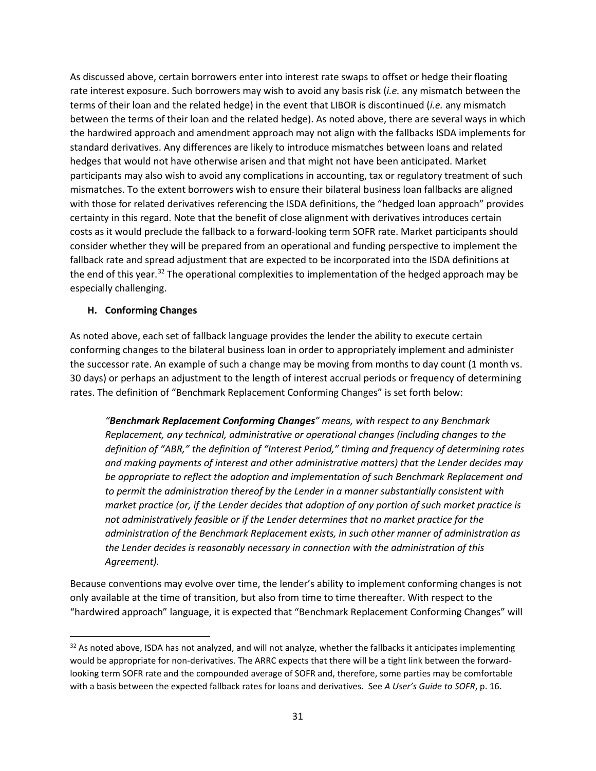As discussed above, certain borrowers enter into interest rate swaps to offset or hedge their floating rate interest exposure. Such borrowers may wish to avoid any basis risk (*i.e.* any mismatch between the terms of their loan and the related hedge) in the event that LIBOR is discontinued (*i.e.* any mismatch between the terms of their loan and the related hedge). As noted above, there are several ways in which the hardwired approach and amendment approach may not align with the fallbacks ISDA implements for standard derivatives. Any differences are likely to introduce mismatches between loans and related hedges that would not have otherwise arisen and that might not have been anticipated. Market participants may also wish to avoid any complications in accounting, tax or regulatory treatment of such mismatches. To the extent borrowers wish to ensure their bilateral business loan fallbacks are aligned with those for related derivatives referencing the ISDA definitions, the "hedged loan approach" provides certainty in this regard. Note that the benefit of close alignment with derivatives introduces certain costs as it would preclude the fallback to a forward-looking term SOFR rate. Market participants should consider whether they will be prepared from an operational and funding perspective to implement the fallback rate and spread adjustment that are expected to be incorporated into the ISDA definitions at the end of this year.[32] The operational complexities to implementation of the hedged approach may be especially challenging.

### H. Conforming Changes

As noted above, each set of fallback language provides the lender the ability to execute certain conforming changes to the bilateral business loan in order to appropriately implement and administer the successor rate. An example of such a change may be moving from months to day count (1 month vs. 30 days) or perhaps an adjustment to the length of interest accrual periods or frequency of determining rates. The definition of "Benchmark Replacement Conforming Changes" is set forth below:

> *"**Benchmark Replacement Conforming Changes**" means, with respect to any Benchmark Replacement, any technical, administrative or operational changes (including changes to the definition of "ABR," the definition of "Interest Period," timing and frequency of determining rates and making payments of interest and other administrative matters) that the Lender decides may be appropriate to reflect the adoption and implementation of such Benchmark Replacement and to permit the administration thereof by the Lender in a manner substantially consistent with market practice (or, if the Lender decides that adoption of any portion of such market practice is not administratively feasible or if the Lender determines that no market practice for the administration of the Benchmark Replacement exists, in such other manner of administration as the Lender decides is reasonably necessary in connection with the administration of this Agreement).*

Because conventions may evolve over time, the lender's ability to implement conforming changes is not only available at the time of transition, but also from time to time thereafter. With respect to the "hardwired approach" language, it is expected that "Benchmark Replacement Conforming Changes" will

---

[32] As noted above, ISDA has not analyzed, and will not analyze, whether the fallbacks it anticipates implementing would be appropriate for non-derivatives. The ARRC expects that there will be a tight link between the forward-looking term SOFR rate and the compounded average of SOFR and, therefore, some parties may be comfortable with a basis between the expected fallback rates for loans and derivatives. See *A User's Guide to SOFR*, p. 16.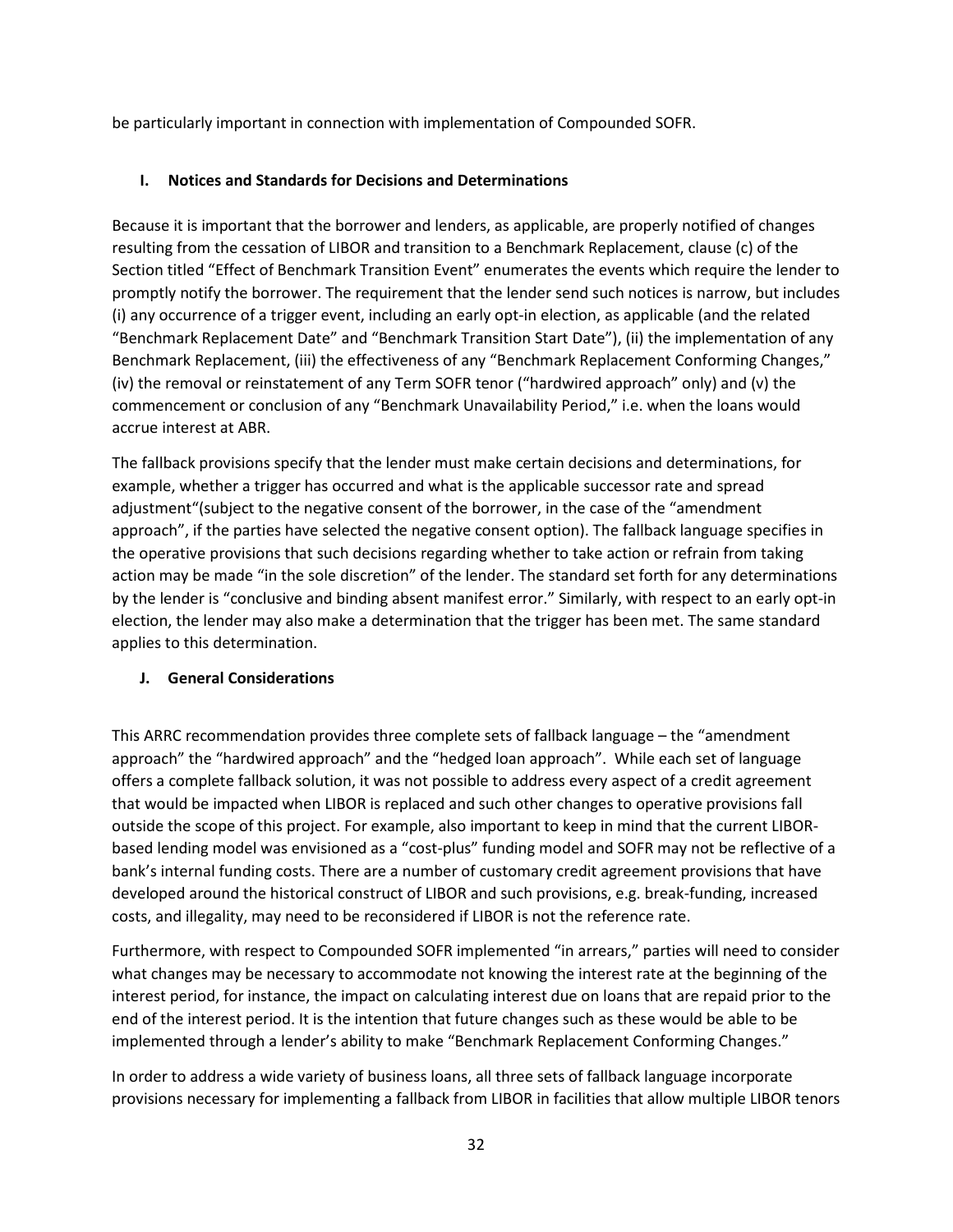be particularly important in connection with implementation of Compounded SOFR.

### I. Notices and Standards for Decisions and Determinations

Because it is important that the borrower and lenders, as applicable, are properly notified of changes resulting from the cessation of LIBOR and transition to a Benchmark Replacement, clause (c) of the Section titled "Effect of Benchmark Transition Event" enumerates the events which require the lender to promptly notify the borrower. The requirement that the lender send such notices is narrow, but includes (i) any occurrence of a trigger event, including an early opt-in election, as applicable (and the related "Benchmark Replacement Date" and "Benchmark Transition Start Date"), (ii) the implementation of any Benchmark Replacement, (iii) the effectiveness of any "Benchmark Replacement Conforming Changes," (iv) the removal or reinstatement of any Term SOFR tenor ("hardwired approach" only) and (v) the commencement or conclusion of any "Benchmark Unavailability Period," i.e. when the loans would accrue interest at ABR.

The fallback provisions specify that the lender must make certain decisions and determinations, for example, whether a trigger has occurred and what is the applicable successor rate and spread adjustment"(subject to the negative consent of the borrower, in the case of the "amendment approach", if the parties have selected the negative consent option). The fallback language specifies in the operative provisions that such decisions regarding whether to take action or refrain from taking action may be made "in the sole discretion" of the lender. The standard set forth for any determinations by the lender is "conclusive and binding absent manifest error." Similarly, with respect to an early opt-in election, the lender may also make a determination that the trigger has been met. The same standard applies to this determination.

### J. General Considerations

This ARRC recommendation provides three complete sets of fallback language – the "amendment approach" the "hardwired approach" and the "hedged loan approach". While each set of language offers a complete fallback solution, it was not possible to address every aspect of a credit agreement that would be impacted when LIBOR is replaced and such other changes to operative provisions fall outside the scope of this project. For example, also important to keep in mind that the current LIBOR-based lending model was envisioned as a "cost-plus" funding model and SOFR may not be reflective of a bank's internal funding costs. There are a number of customary credit agreement provisions that have developed around the historical construct of LIBOR and such provisions, e.g. break-funding, increased costs, and illegality, may need to be reconsidered if LIBOR is not the reference rate.

Furthermore, with respect to Compounded SOFR implemented "in arrears," parties will need to consider what changes may be necessary to accommodate not knowing the interest rate at the beginning of the interest period, for instance, the impact on calculating interest due on loans that are repaid prior to the end of the interest period. It is the intention that future changes such as these would be able to be implemented through a lender's ability to make "Benchmark Replacement Conforming Changes."

In order to address a wide variety of business loans, all three sets of fallback language incorporate provisions necessary for implementing a fallback from LIBOR in facilities that allow multiple LIBOR tenors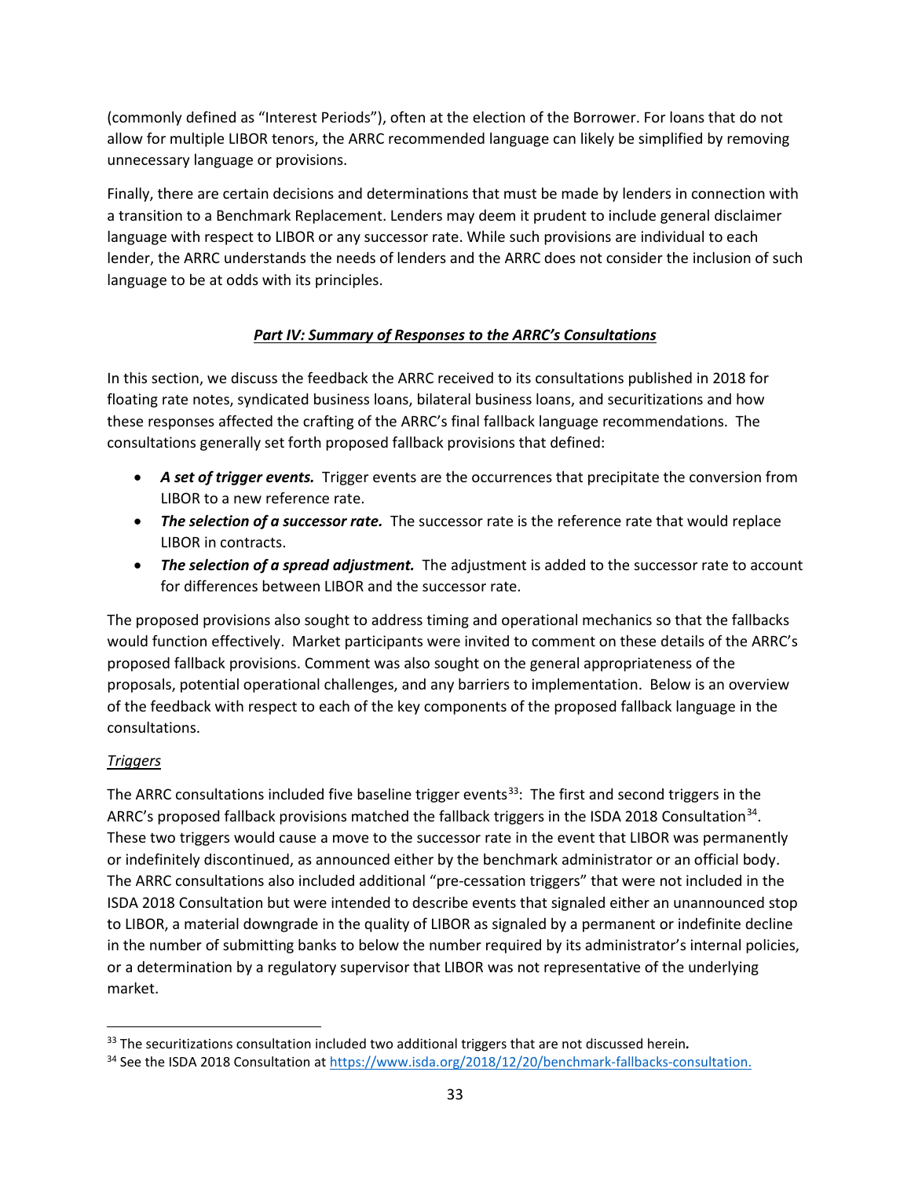(commonly defined as "Interest Periods"), often at the election of the Borrower. For loans that do not allow for multiple LIBOR tenors, the ARRC recommended language can likely be simplified by removing unnecessary language or provisions.

Finally, there are certain decisions and determinations that must be made by lenders in connection with a transition to a Benchmark Replacement. Lenders may deem it prudent to include general disclaimer language with respect to LIBOR or any successor rate. While such provisions are individual to each lender, the ARRC understands the needs of lenders and the ARRC does not consider the inclusion of such language to be at odds with its principles.

## *Part IV: Summary of Responses to the ARRC's Consultations*

In this section, we discuss the feedback the ARRC received to its consultations published in 2018 for floating rate notes, syndicated business loans, bilateral business loans, and securitizations and how these responses affected the crafting of the ARRC's final fallback language recommendations. The consultations generally set forth proposed fallback provisions that defined:

- ***A set of trigger events.*** Trigger events are the occurrences that precipitate the conversion from LIBOR to a new reference rate.
- ***The selection of a successor rate.*** The successor rate is the reference rate that would replace LIBOR in contracts.
- ***The selection of a spread adjustment.*** The adjustment is added to the successor rate to account for differences between LIBOR and the successor rate.

The proposed provisions also sought to address timing and operational mechanics so that the fallbacks would function effectively. Market participants were invited to comment on these details of the ARRC's proposed fallback provisions. Comment was also sought on the general appropriateness of the proposals, potential operational challenges, and any barriers to implementation. Below is an overview of the feedback with respect to each of the key components of the proposed fallback language in the consultations.

### *Triggers*

The ARRC consultations included five baseline trigger events[33]: The first and second triggers in the ARRC's proposed fallback provisions matched the fallback triggers in the ISDA 2018 Consultation[34]. These two triggers would cause a move to the successor rate in the event that LIBOR was permanently or indefinitely discontinued, as announced either by the benchmark administrator or an official body. The ARRC consultations also included additional "pre-cessation triggers" that were not included in the ISDA 2018 Consultation but were intended to describe events that signaled either an unannounced stop to LIBOR, a material downgrade in the quality of LIBOR as signaled by a permanent or indefinite decline in the number of submitting banks to below the number required by its administrator's internal policies, or a determination by a regulatory supervisor that LIBOR was not representative of the underlying market.

---

[33] The securitizations consultation included two additional triggers that are not discussed herein**.**

[34] See the ISDA 2018 Consultation at https://www.isda.org/2018/12/20/benchmark-fallbacks-consultation.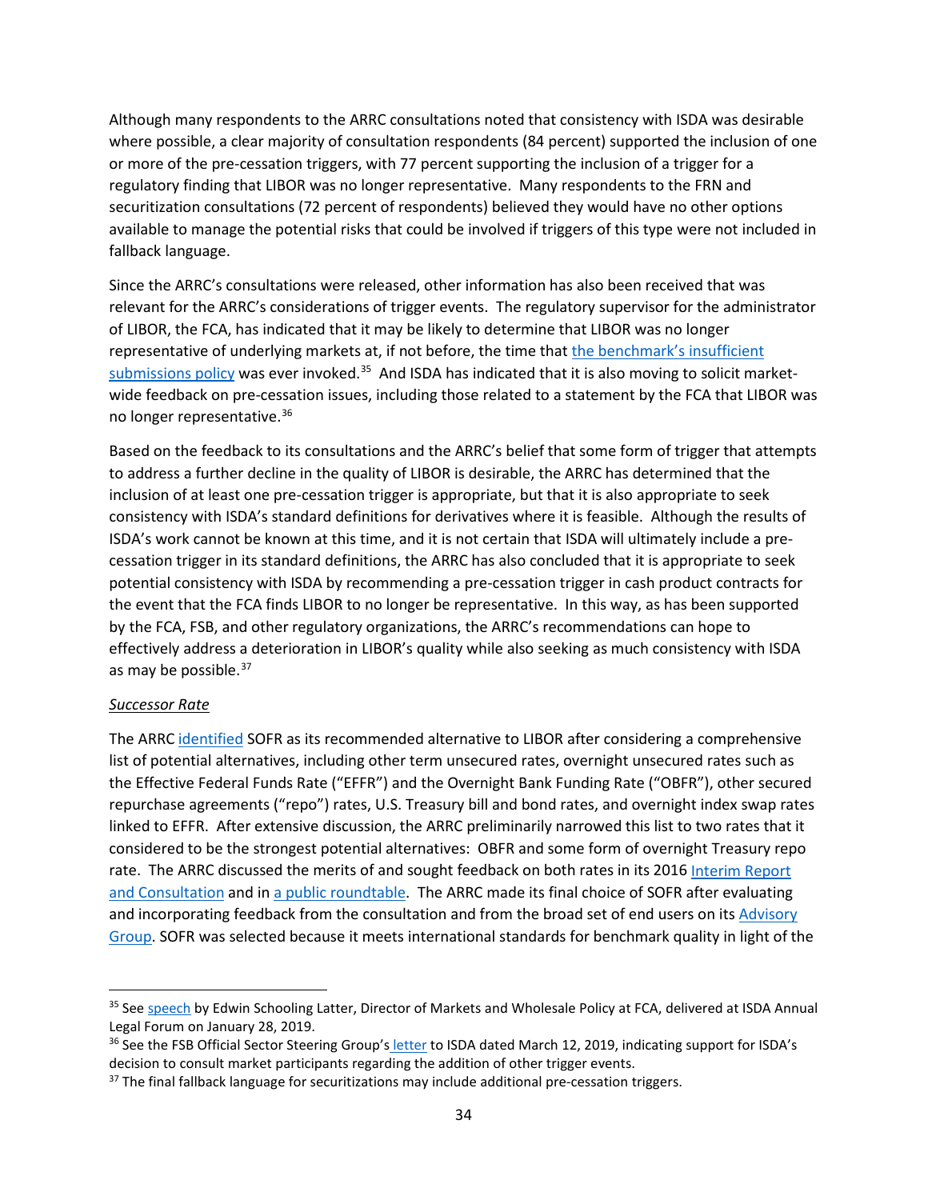Although many respondents to the ARRC consultations noted that consistency with ISDA was desirable where possible, a clear majority of consultation respondents (84 percent) supported the inclusion of one or more of the pre-cessation triggers, with 77 percent supporting the inclusion of a trigger for a regulatory finding that LIBOR was no longer representative. Many respondents to the FRN and securitization consultations (72 percent of respondents) believed they would have no other options available to manage the potential risks that could be involved if triggers of this type were not included in fallback language.

Since the ARRC's consultations were released, other information has also been received that was relevant for the ARRC's considerations of trigger events. The regulatory supervisor for the administrator of LIBOR, the FCA, has indicated that it may be likely to determine that LIBOR was no longer representative of underlying markets at, if not before, the time that the benchmark's insufficient submissions policy was ever invoked.[35] And ISDA has indicated that it is also moving to solicit market-wide feedback on pre-cessation issues, including those related to a statement by the FCA that LIBOR was no longer representative.[36]

Based on the feedback to its consultations and the ARRC's belief that some form of trigger that attempts to address a further decline in the quality of LIBOR is desirable, the ARRC has determined that the inclusion of at least one pre-cessation trigger is appropriate, but that it is also appropriate to seek consistency with ISDA's standard definitions for derivatives where it is feasible. Although the results of ISDA's work cannot be known at this time, and it is not certain that ISDA will ultimately include a pre-cessation trigger in its standard definitions, the ARRC has also concluded that it is appropriate to seek potential consistency with ISDA by recommending a pre-cessation trigger in cash product contracts for the event that the FCA finds LIBOR to no longer be representative. In this way, as has been supported by the FCA, FSB, and other regulatory organizations, the ARRC's recommendations can hope to effectively address a deterioration in LIBOR's quality while also seeking as much consistency with ISDA as may be possible.[37]

*Successor Rate*

The ARRC identified SOFR as its recommended alternative to LIBOR after considering a comprehensive list of potential alternatives, including other term unsecured rates, overnight unsecured rates such as the Effective Federal Funds Rate ("EFFR") and the Overnight Bank Funding Rate ("OBFR"), other secured repurchase agreements ("repo") rates, U.S. Treasury bill and bond rates, and overnight index swap rates linked to EFFR. After extensive discussion, the ARRC preliminarily narrowed this list to two rates that it considered to be the strongest potential alternatives: OBFR and some form of overnight Treasury repo rate. The ARRC discussed the merits of and sought feedback on both rates in its 2016 Interim Report and Consultation and in a public roundtable. The ARRC made its final choice of SOFR after evaluating and incorporating feedback from the consultation and from the broad set of end users on its Advisory Group. SOFR was selected because it meets international standards for benchmark quality in light of the

---

[35] See speech by Edwin Schooling Latter, Director of Markets and Wholesale Policy at FCA, delivered at ISDA Annual Legal Forum on January 28, 2019.

[36] See the FSB Official Sector Steering Group's letter to ISDA dated March 12, 2019, indicating support for ISDA's decision to consult market participants regarding the addition of other trigger events.

[37] The final fallback language for securitizations may include additional pre-cessation triggers.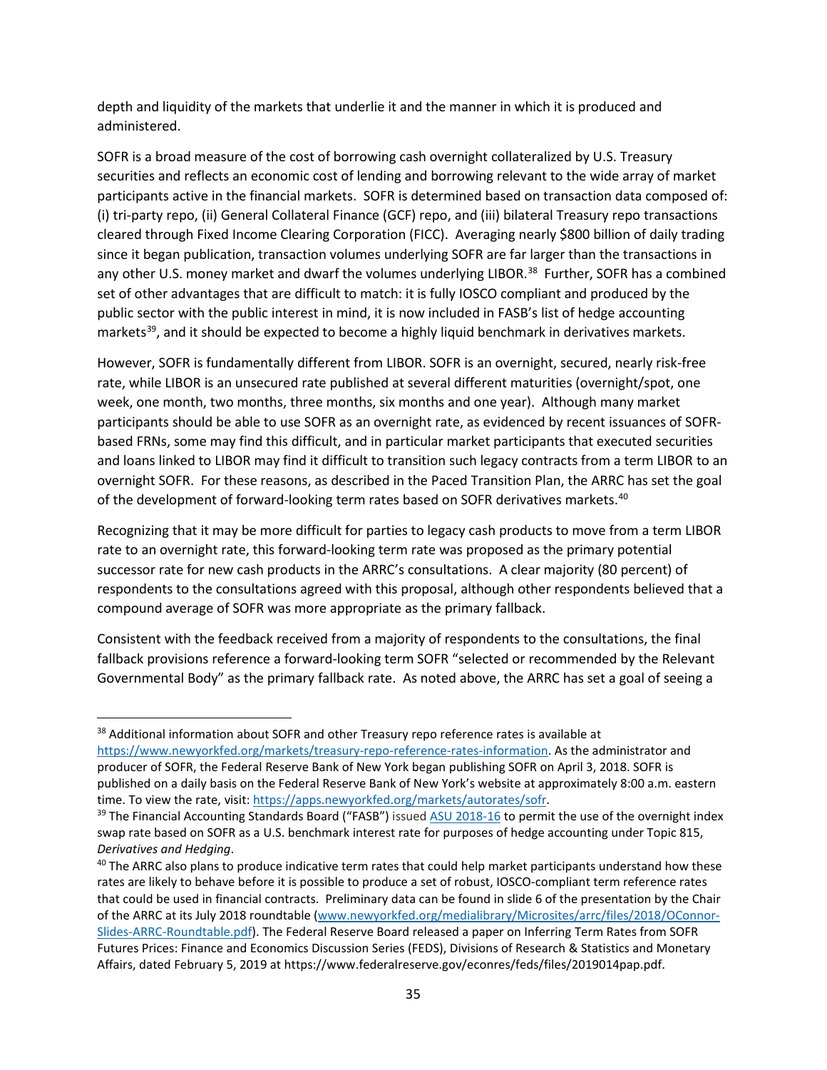depth and liquidity of the markets that underlie it and the manner in which it is produced and administered.

SOFR is a broad measure of the cost of borrowing cash overnight collateralized by U.S. Treasury securities and reflects an economic cost of lending and borrowing relevant to the wide array of market participants active in the financial markets. SOFR is determined based on transaction data composed of: (i) tri-party repo, (ii) General Collateral Finance (GCF) repo, and (iii) bilateral Treasury repo transactions cleared through Fixed Income Clearing Corporation (FICC). Averaging nearly $800 billion of daily trading since it began publication, transaction volumes underlying SOFR are far larger than the transactions in any other U.S. money market and dwarf the volumes underlying LIBOR.[38] Further, SOFR has a combined set of other advantages that are difficult to match: it is fully IOSCO compliant and produced by the public sector with the public interest in mind, it is now included in FASB's list of hedge accounting markets[39], and it should be expected to become a highly liquid benchmark in derivatives markets.

However, SOFR is fundamentally different from LIBOR. SOFR is an overnight, secured, nearly risk-free rate, while LIBOR is an unsecured rate published at several different maturities (overnight/spot, one week, one month, two months, three months, six months and one year). Although many market participants should be able to use SOFR as an overnight rate, as evidenced by recent issuances of SOFR-based FRNs, some may find this difficult, and in particular market participants that executed securities and loans linked to LIBOR may find it difficult to transition such legacy contracts from a term LIBOR to an overnight SOFR. For these reasons, as described in the Paced Transition Plan, the ARRC has set the goal of the development of forward-looking term rates based on SOFR derivatives markets.[40]

Recognizing that it may be more difficult for parties to legacy cash products to move from a term LIBOR rate to an overnight rate, this forward-looking term rate was proposed as the primary potential successor rate for new cash products in the ARRC's consultations. A clear majority (80 percent) of respondents to the consultations agreed with this proposal, although other respondents believed that a compound average of SOFR was more appropriate as the primary fallback.

Consistent with the feedback received from a majority of respondents to the consultations, the final fallback provisions reference a forward-looking term SOFR "selected or recommended by the Relevant Governmental Body" as the primary fallback rate. As noted above, the ARRC has set a goal of seeing a

---

[38] Additional information about SOFR and other Treasury repo reference rates is available at https://www.newyorkfed.org/markets/treasury-repo-reference-rates-information. As the administrator and producer of SOFR, the Federal Reserve Bank of New York began publishing SOFR on April 3, 2018. SOFR is published on a daily basis on the Federal Reserve Bank of New York's website at approximately 8:00 a.m. eastern time. To view the rate, visit: https://apps.newyorkfed.org/markets/autorates/sofr.

[39] The Financial Accounting Standards Board ("FASB") issued ASU 2018-16 to permit the use of the overnight index swap rate based on SOFR as a U.S. benchmark interest rate for purposes of hedge accounting under Topic 815, *Derivatives and Hedging*.

[40] The ARRC also plans to produce indicative term rates that could help market participants understand how these rates are likely to behave before it is possible to produce a set of robust, IOSCO-compliant term reference rates that could be used in financial contracts. Preliminary data can be found in slide 6 of the presentation by the Chair of the ARRC at its July 2018 roundtable (www.newyorkfed.org/medialibrary/Microsites/arrc/files/2018/OConnor-Slides-ARRC-Roundtable.pdf). The Federal Reserve Board released a paper on Inferring Term Rates from SOFR Futures Prices: Finance and Economics Discussion Series (FEDS), Divisions of Research & Statistics and Monetary Affairs, dated February 5, 2019 at https://www.federalreserve.gov/econres/feds/files/2019014pap.pdf.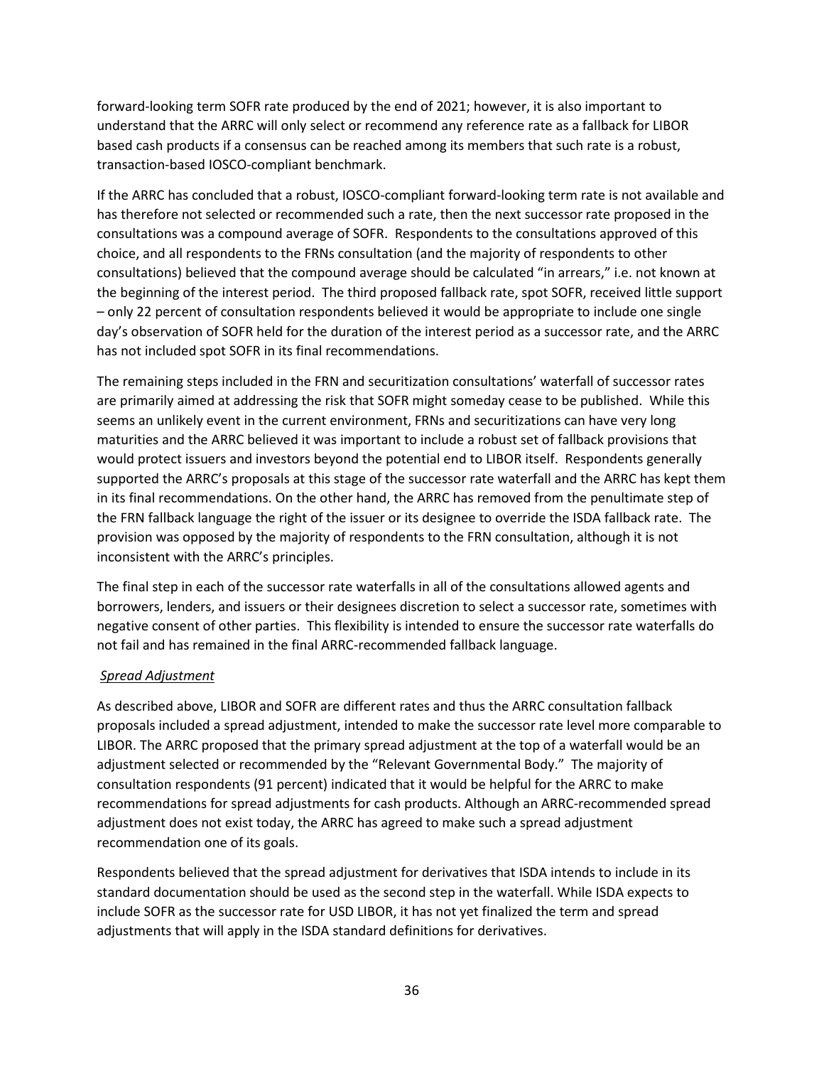forward-looking term SOFR rate produced by the end of 2021; however, it is also important to understand that the ARRC will only select or recommend any reference rate as a fallback for LIBOR based cash products if a consensus can be reached among its members that such rate is a robust, transaction-based IOSCO-compliant benchmark.

If the ARRC has concluded that a robust, IOSCO-compliant forward-looking term rate is not available and has therefore not selected or recommended such a rate, then the next successor rate proposed in the consultations was a compound average of SOFR. Respondents to the consultations approved of this choice, and all respondents to the FRNs consultation (and the majority of respondents to other consultations) believed that the compound average should be calculated "in arrears," i.e. not known at the beginning of the interest period. The third proposed fallback rate, spot SOFR, received little support – only 22 percent of consultation respondents believed it would be appropriate to include one single day's observation of SOFR held for the duration of the interest period as a successor rate, and the ARRC has not included spot SOFR in its final recommendations.

The remaining steps included in the FRN and securitization consultations' waterfall of successor rates are primarily aimed at addressing the risk that SOFR might someday cease to be published. While this seems an unlikely event in the current environment, FRNs and securitizations can have very long maturities and the ARRC believed it was important to include a robust set of fallback provisions that would protect issuers and investors beyond the potential end to LIBOR itself. Respondents generally supported the ARRC's proposals at this stage of the successor rate waterfall and the ARRC has kept them in its final recommendations. On the other hand, the ARRC has removed from the penultimate step of the FRN fallback language the right of the issuer or its designee to override the ISDA fallback rate. The provision was opposed by the majority of respondents to the FRN consultation, although it is not inconsistent with the ARRC's principles.

The final step in each of the successor rate waterfalls in all of the consultations allowed agents and borrowers, lenders, and issuers or their designees discretion to select a successor rate, sometimes with negative consent of other parties. This flexibility is intended to ensure the successor rate waterfalls do not fail and has remained in the final ARRC-recommended fallback language.

*Spread Adjustment*

As described above, LIBOR and SOFR are different rates and thus the ARRC consultation fallback proposals included a spread adjustment, intended to make the successor rate level more comparable to LIBOR. The ARRC proposed that the primary spread adjustment at the top of a waterfall would be an adjustment selected or recommended by the "Relevant Governmental Body." The majority of consultation respondents (91 percent) indicated that it would be helpful for the ARRC to make recommendations for spread adjustments for cash products. Although an ARRC-recommended spread adjustment does not exist today, the ARRC has agreed to make such a spread adjustment recommendation one of its goals.

Respondents believed that the spread adjustment for derivatives that ISDA intends to include in its standard documentation should be used as the second step in the waterfall. While ISDA expects to include SOFR as the successor rate for USD LIBOR, it has not yet finalized the term and spread adjustments that will apply in the ISDA standard definitions for derivatives.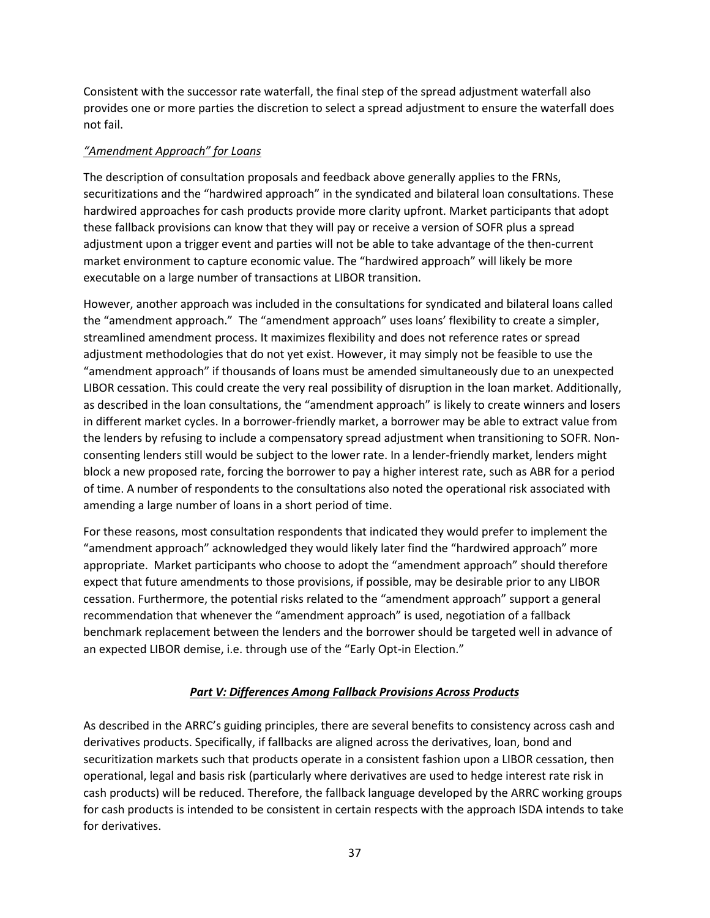Consistent with the successor rate waterfall, the final step of the spread adjustment waterfall also provides one or more parties the discretion to select a spread adjustment to ensure the waterfall does not fail.

*<u>"Amendment Approach" for Loans</u>*

The description of consultation proposals and feedback above generally applies to the FRNs, securitizations and the "hardwired approach" in the syndicated and bilateral loan consultations. These hardwired approaches for cash products provide more clarity upfront. Market participants that adopt these fallback provisions can know that they will pay or receive a version of SOFR plus a spread adjustment upon a trigger event and parties will not be able to take advantage of the then-current market environment to capture economic value. The "hardwired approach" will likely be more executable on a large number of transactions at LIBOR transition.

However, another approach was included in the consultations for syndicated and bilateral loans called the "amendment approach." The "amendment approach" uses loans' flexibility to create a simpler, streamlined amendment process. It maximizes flexibility and does not reference rates or spread adjustment methodologies that do not yet exist. However, it may simply not be feasible to use the "amendment approach" if thousands of loans must be amended simultaneously due to an unexpected LIBOR cessation. This could create the very real possibility of disruption in the loan market. Additionally, as described in the loan consultations, the "amendment approach" is likely to create winners and losers in different market cycles. In a borrower-friendly market, a borrower may be able to extract value from the lenders by refusing to include a compensatory spread adjustment when transitioning to SOFR. Non-consenting lenders still would be subject to the lower rate. In a lender-friendly market, lenders might block a new proposed rate, forcing the borrower to pay a higher interest rate, such as ABR for a period of time. A number of respondents to the consultations also noted the operational risk associated with amending a large number of loans in a short period of time.

For these reasons, most consultation respondents that indicated they would prefer to implement the "amendment approach" acknowledged they would likely later find the "hardwired approach" more appropriate. Market participants who choose to adopt the "amendment approach" should therefore expect that future amendments to those provisions, if possible, may be desirable prior to any LIBOR cessation. Furthermore, the potential risks related to the "amendment approach" support a general recommendation that whenever the "amendment approach" is used, negotiation of a fallback benchmark replacement between the lenders and the borrower should be targeted well in advance of an expected LIBOR demise, i.e. through use of the "Early Opt-in Election."

## ***<u>Part V: Differences Among Fallback Provisions Across Products</u>***

As described in the ARRC's guiding principles, there are several benefits to consistency across cash and derivatives products. Specifically, if fallbacks are aligned across the derivatives, loan, bond and securitization markets such that products operate in a consistent fashion upon a LIBOR cessation, then operational, legal and basis risk (particularly where derivatives are used to hedge interest rate risk in cash products) will be reduced. Therefore, the fallback language developed by the ARRC working groups for cash products is intended to be consistent in certain respects with the approach ISDA intends to take for derivatives.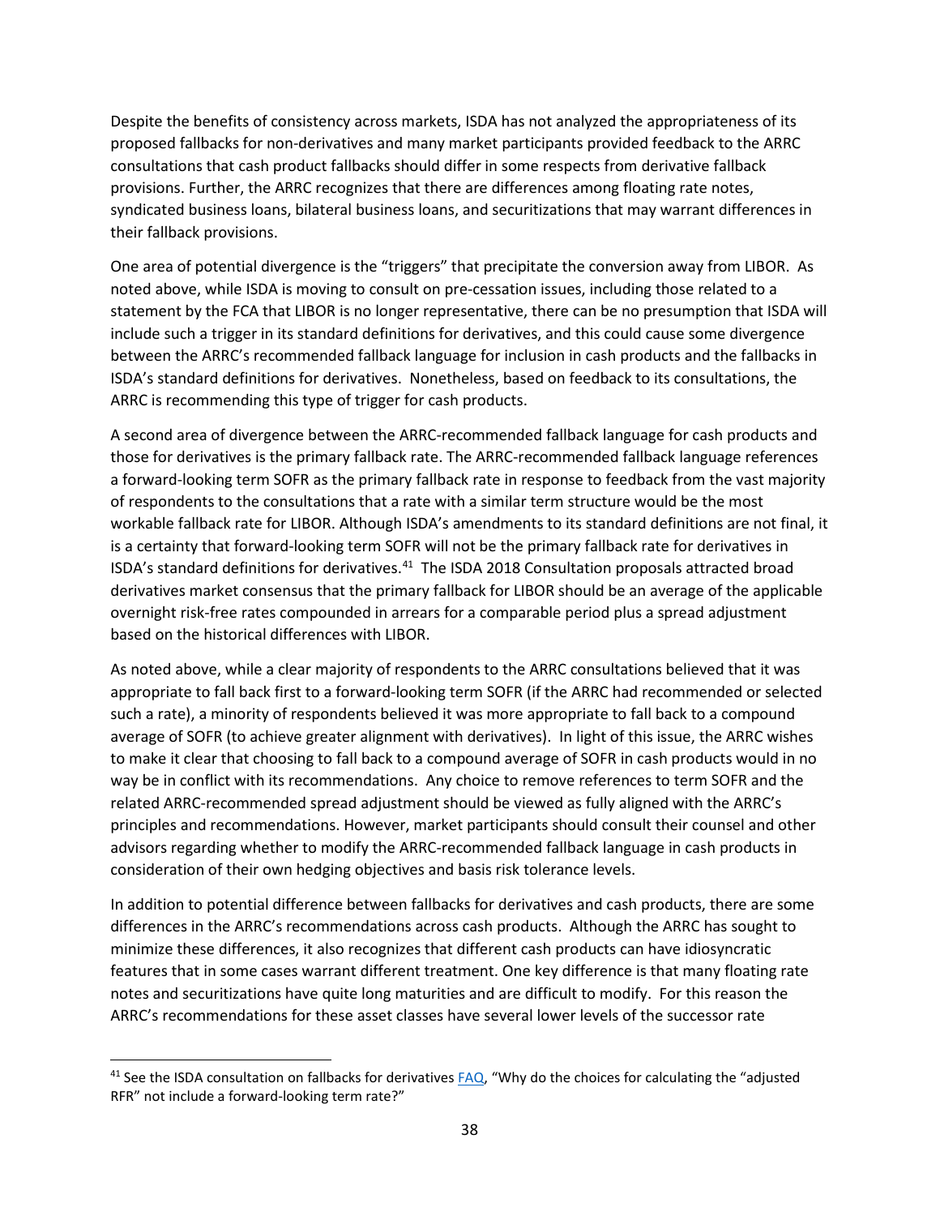Despite the benefits of consistency across markets, ISDA has not analyzed the appropriateness of its proposed fallbacks for non-derivatives and many market participants provided feedback to the ARRC consultations that cash product fallbacks should differ in some respects from derivative fallback provisions. Further, the ARRC recognizes that there are differences among floating rate notes, syndicated business loans, bilateral business loans, and securitizations that may warrant differences in their fallback provisions.

One area of potential divergence is the "triggers" that precipitate the conversion away from LIBOR. As noted above, while ISDA is moving to consult on pre-cessation issues, including those related to a statement by the FCA that LIBOR is no longer representative, there can be no presumption that ISDA will include such a trigger in its standard definitions for derivatives, and this could cause some divergence between the ARRC's recommended fallback language for inclusion in cash products and the fallbacks in ISDA's standard definitions for derivatives. Nonetheless, based on feedback to its consultations, the ARRC is recommending this type of trigger for cash products.

A second area of divergence between the ARRC-recommended fallback language for cash products and those for derivatives is the primary fallback rate. The ARRC-recommended fallback language references a forward-looking term SOFR as the primary fallback rate in response to feedback from the vast majority of respondents to the consultations that a rate with a similar term structure would be the most workable fallback rate for LIBOR. Although ISDA's amendments to its standard definitions are not final, it is a certainty that forward-looking term SOFR will not be the primary fallback rate for derivatives in ISDA's standard definitions for derivatives.[41] The ISDA 2018 Consultation proposals attracted broad derivatives market consensus that the primary fallback for LIBOR should be an average of the applicable overnight risk-free rates compounded in arrears for a comparable period plus a spread adjustment based on the historical differences with LIBOR.

As noted above, while a clear majority of respondents to the ARRC consultations believed that it was appropriate to fall back first to a forward-looking term SOFR (if the ARRC had recommended or selected such a rate), a minority of respondents believed it was more appropriate to fall back to a compound average of SOFR (to achieve greater alignment with derivatives). In light of this issue, the ARRC wishes to make it clear that choosing to fall back to a compound average of SOFR in cash products would in no way be in conflict with its recommendations. Any choice to remove references to term SOFR and the related ARRC-recommended spread adjustment should be viewed as fully aligned with the ARRC's principles and recommendations. However, market participants should consult their counsel and other advisors regarding whether to modify the ARRC-recommended fallback language in cash products in consideration of their own hedging objectives and basis risk tolerance levels.

In addition to potential difference between fallbacks for derivatives and cash products, there are some differences in the ARRC's recommendations across cash products. Although the ARRC has sought to minimize these differences, it also recognizes that different cash products can have idiosyncratic features that in some cases warrant different treatment. One key difference is that many floating rate notes and securitizations have quite long maturities and are difficult to modify. For this reason the ARRC's recommendations for these asset classes have several lower levels of the successor rate

---

[41] See the ISDA consultation on fallbacks for derivatives FAQ, "Why do the choices for calculating the "adjusted RFR" not include a forward-looking term rate?"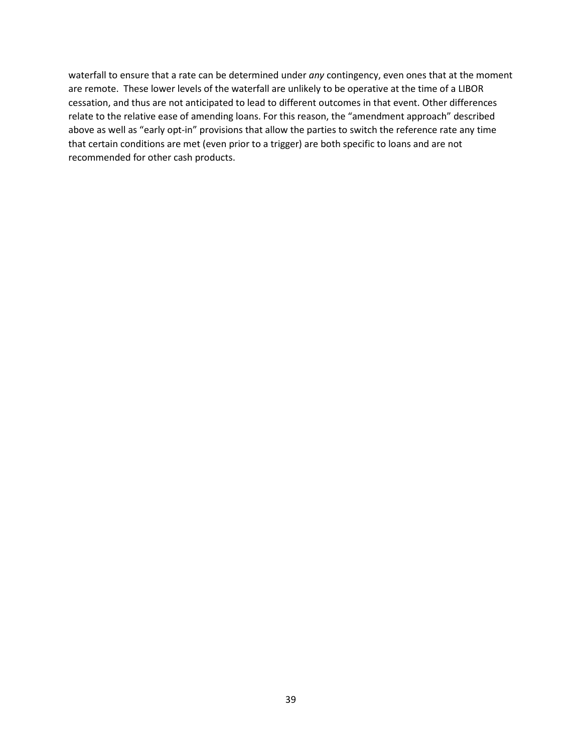waterfall to ensure that a rate can be determined under *any* contingency, even ones that at the moment are remote. These lower levels of the waterfall are unlikely to be operative at the time of a LIBOR cessation, and thus are not anticipated to lead to different outcomes in that event. Other differences relate to the relative ease of amending loans. For this reason, the "amendment approach" described above as well as "early opt-in" provisions that allow the parties to switch the reference rate any time that certain conditions are met (even prior to a trigger) are both specific to loans and are not recommended for other cash products.